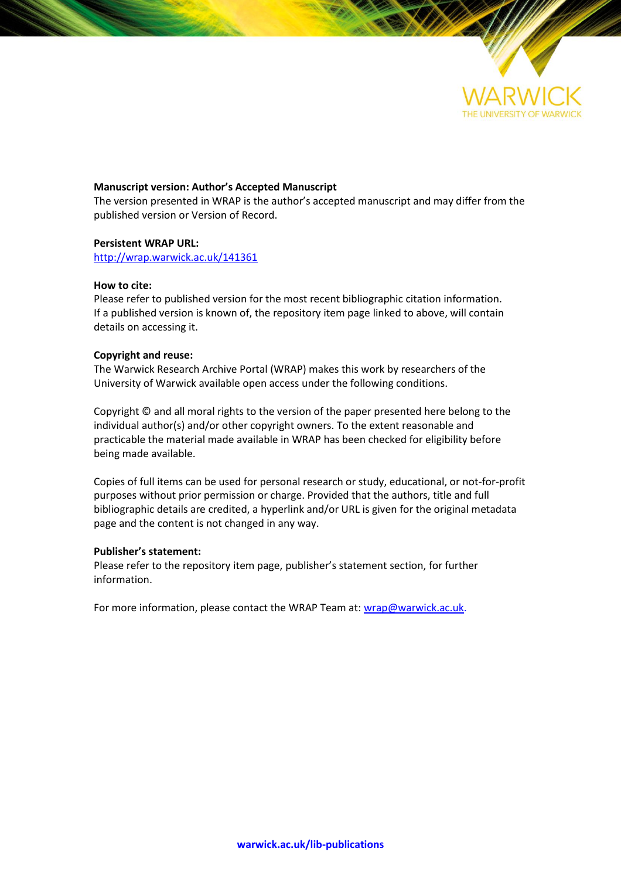**Manuscript version: Author's Accepted Manuscript**
The version presented in WRAP is the author's accepted manuscript and may differ from the published version or Version of Record.

**Persistent WRAP URL:**
http://wrap.warwick.ac.uk/141361

**How to cite:**
Please refer to published version for the most recent bibliographic citation information. If a published version is known of, the repository item page linked to above, will contain details on accessing it.

**Copyright and reuse:**
The Warwick Research Archive Portal (WRAP) makes this work by researchers of the University of Warwick available open access under the following conditions.

Copyright © and all moral rights to the version of the paper presented here belong to the individual author(s) and/or other copyright owners. To the extent reasonable and practicable the material made available in WRAP has been checked for eligibility before being made available.

Copies of full items can be used for personal research or study, educational, or not-for-profit purposes without prior permission or charge. Provided that the authors, title and full bibliographic details are credited, a hyperlink and/or URL is given for the original metadata page and the content is not changed in any way.

**Publisher's statement:**
Please refer to the repository item page, publisher's statement section, for further information.

For more information, please contact the WRAP Team at: wrap@warwick.ac.uk.

warwick.ac.uk/lib-publications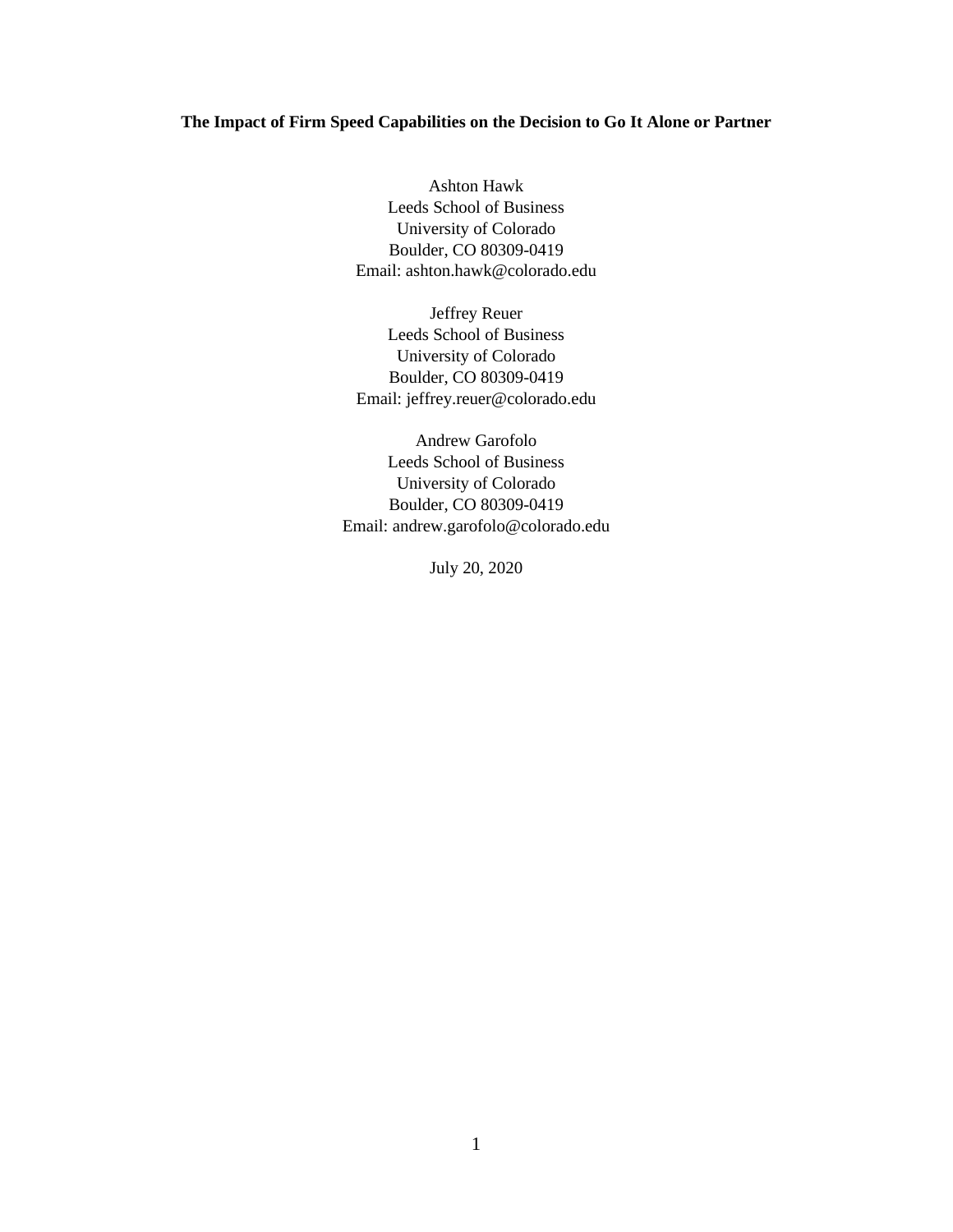**The Impact of Firm Speed Capabilities on the Decision to Go It Alone or Partner**

Ashton Hawk
Leeds School of Business
University of Colorado
Boulder, CO 80309-0419
Email: ashton.hawk@colorado.edu

Jeffrey Reuer
Leeds School of Business
University of Colorado
Boulder, CO 80309-0419
Email: jeffrey.reuer@colorado.edu

Andrew Garofolo
Leeds School of Business
University of Colorado
Boulder, CO 80309-0419
Email: andrew.garofolo@colorado.edu

July 20, 2020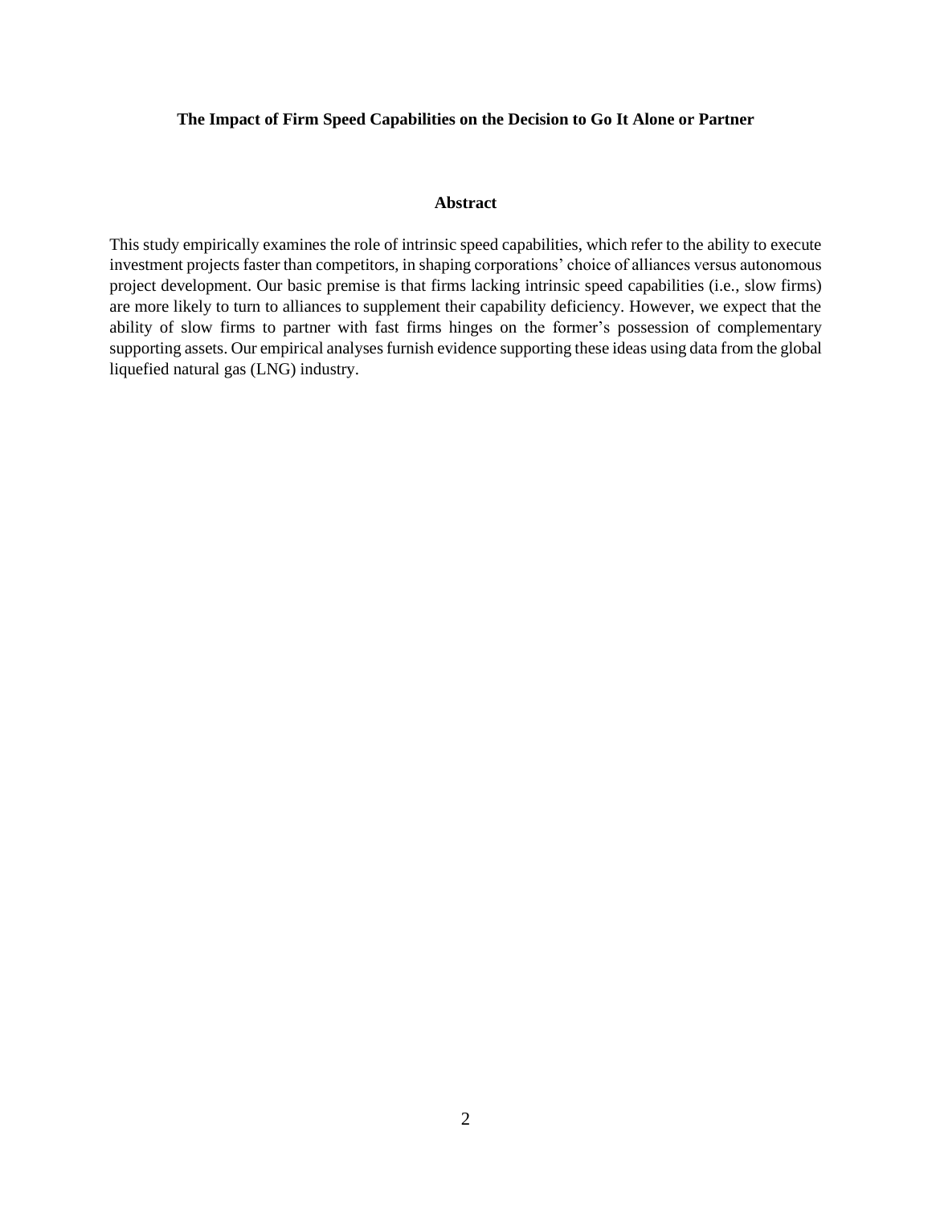**The Impact of Firm Speed Capabilities on the Decision to Go It Alone or Partner**

## Abstract

This study empirically examines the role of intrinsic speed capabilities, which refer to the ability to execute investment projects faster than competitors, in shaping corporations' choice of alliances versus autonomous project development. Our basic premise is that firms lacking intrinsic speed capabilities (i.e., slow firms) are more likely to turn to alliances to supplement their capability deficiency. However, we expect that the ability of slow firms to partner with fast firms hinges on the former's possession of complementary supporting assets. Our empirical analyses furnish evidence supporting these ideas using data from the global liquefied natural gas (LNG) industry.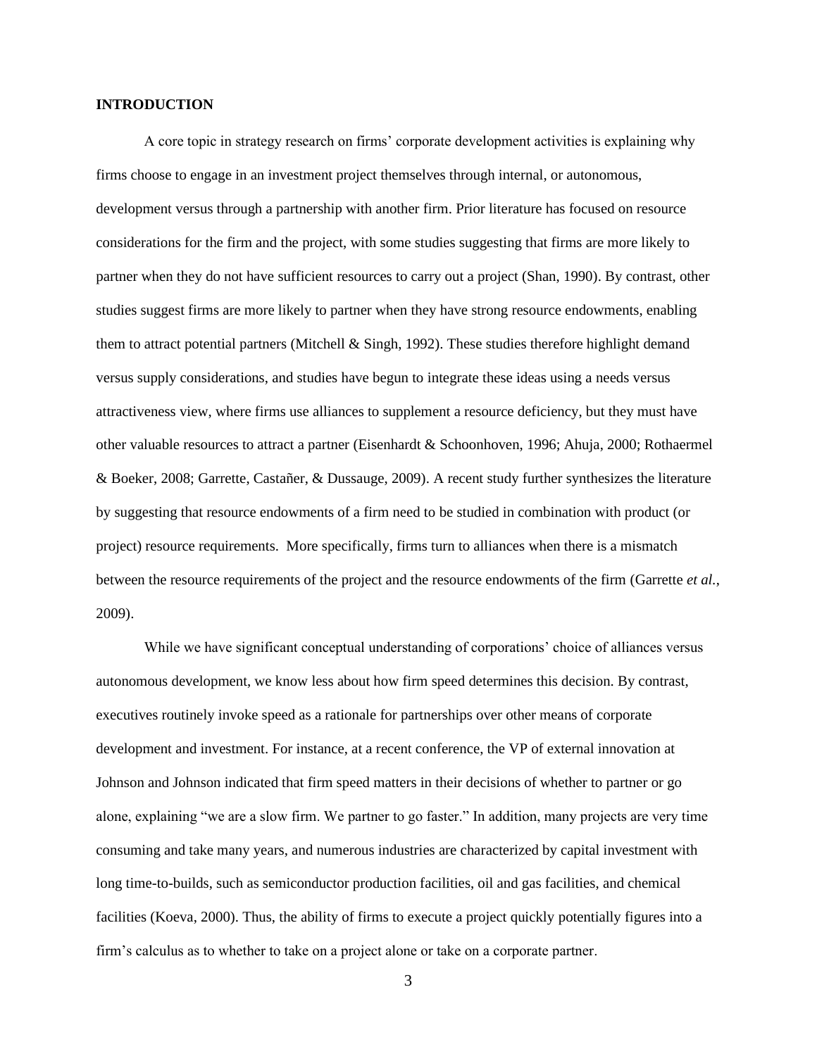## INTRODUCTION

A core topic in strategy research on firms' corporate development activities is explaining why firms choose to engage in an investment project themselves through internal, or autonomous, development versus through a partnership with another firm. Prior literature has focused on resource considerations for the firm and the project, with some studies suggesting that firms are more likely to partner when they do not have sufficient resources to carry out a project (Shan, 1990). By contrast, other studies suggest firms are more likely to partner when they have strong resource endowments, enabling them to attract potential partners (Mitchell & Singh, 1992). These studies therefore highlight demand versus supply considerations, and studies have begun to integrate these ideas using a needs versus attractiveness view, where firms use alliances to supplement a resource deficiency, but they must have other valuable resources to attract a partner (Eisenhardt & Schoonhoven, 1996; Ahuja, 2000; Rothaermel & Boeker, 2008; Garrette, Castañer, & Dussauge, 2009). A recent study further synthesizes the literature by suggesting that resource endowments of a firm need to be studied in combination with product (or project) resource requirements. More specifically, firms turn to alliances when there is a mismatch between the resource requirements of the project and the resource endowments of the firm (Garrette *et al.*, 2009).

While we have significant conceptual understanding of corporations' choice of alliances versus autonomous development, we know less about how firm speed determines this decision. By contrast, executives routinely invoke speed as a rationale for partnerships over other means of corporate development and investment. For instance, at a recent conference, the VP of external innovation at Johnson and Johnson indicated that firm speed matters in their decisions of whether to partner or go alone, explaining "we are a slow firm. We partner to go faster." In addition, many projects are very time consuming and take many years, and numerous industries are characterized by capital investment with long time-to-builds, such as semiconductor production facilities, oil and gas facilities, and chemical facilities (Koeva, 2000). Thus, the ability of firms to execute a project quickly potentially figures into a firm's calculus as to whether to take on a project alone or take on a corporate partner.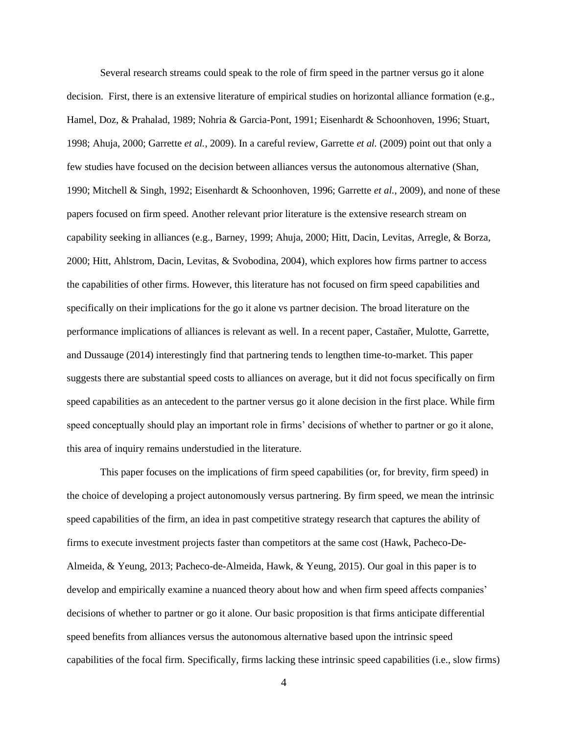Several research streams could speak to the role of firm speed in the partner versus go it alone decision. First, there is an extensive literature of empirical studies on horizontal alliance formation (e.g., Hamel, Doz, & Prahalad, 1989; Nohria & Garcia-Pont, 1991; Eisenhardt & Schoonhoven, 1996; Stuart, 1998; Ahuja, 2000; Garrette *et al.*, 2009). In a careful review, Garrette *et al.* (2009) point out that only a few studies have focused on the decision between alliances versus the autonomous alternative (Shan, 1990; Mitchell & Singh, 1992; Eisenhardt & Schoonhoven, 1996; Garrette *et al.*, 2009), and none of these papers focused on firm speed. Another relevant prior literature is the extensive research stream on capability seeking in alliances (e.g., Barney, 1999; Ahuja, 2000; Hitt, Dacin, Levitas, Arregle, & Borza, 2000; Hitt, Ahlstrom, Dacin, Levitas, & Svobodina, 2004), which explores how firms partner to access the capabilities of other firms. However, this literature has not focused on firm speed capabilities and specifically on their implications for the go it alone vs partner decision. The broad literature on the performance implications of alliances is relevant as well. In a recent paper, Castañer, Mulotte, Garrette, and Dussauge (2014) interestingly find that partnering tends to lengthen time-to-market. This paper suggests there are substantial speed costs to alliances on average, but it did not focus specifically on firm speed capabilities as an antecedent to the partner versus go it alone decision in the first place. While firm speed conceptually should play an important role in firms' decisions of whether to partner or go it alone, this area of inquiry remains understudied in the literature.

This paper focuses on the implications of firm speed capabilities (or, for brevity, firm speed) in the choice of developing a project autonomously versus partnering. By firm speed, we mean the intrinsic speed capabilities of the firm, an idea in past competitive strategy research that captures the ability of firms to execute investment projects faster than competitors at the same cost (Hawk, Pacheco-De-Almeida, & Yeung, 2013; Pacheco-de-Almeida, Hawk, & Yeung, 2015). Our goal in this paper is to develop and empirically examine a nuanced theory about how and when firm speed affects companies' decisions of whether to partner or go it alone. Our basic proposition is that firms anticipate differential speed benefits from alliances versus the autonomous alternative based upon the intrinsic speed capabilities of the focal firm. Specifically, firms lacking these intrinsic speed capabilities (i.e., slow firms)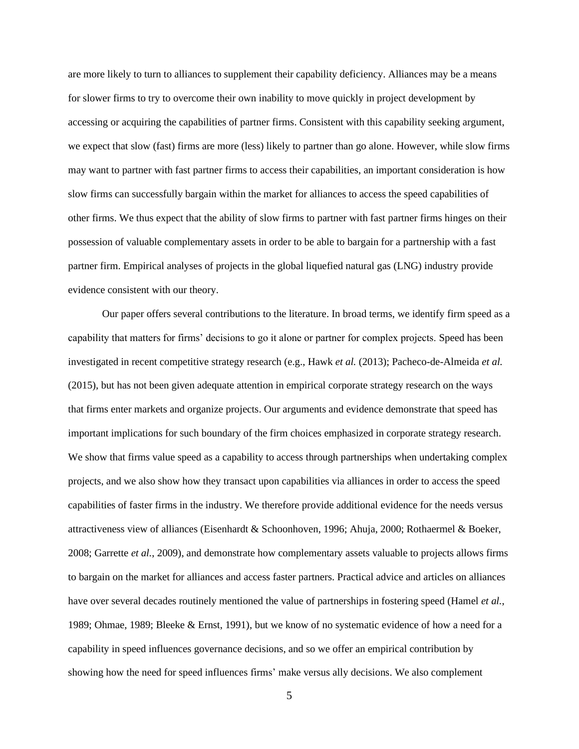are more likely to turn to alliances to supplement their capability deficiency. Alliances may be a means for slower firms to try to overcome their own inability to move quickly in project development by accessing or acquiring the capabilities of partner firms. Consistent with this capability seeking argument, we expect that slow (fast) firms are more (less) likely to partner than go alone. However, while slow firms may want to partner with fast partner firms to access their capabilities, an important consideration is how slow firms can successfully bargain within the market for alliances to access the speed capabilities of other firms. We thus expect that the ability of slow firms to partner with fast partner firms hinges on their possession of valuable complementary assets in order to be able to bargain for a partnership with a fast partner firm. Empirical analyses of projects in the global liquefied natural gas (LNG) industry provide evidence consistent with our theory.

Our paper offers several contributions to the literature. In broad terms, we identify firm speed as a capability that matters for firms' decisions to go it alone or partner for complex projects. Speed has been investigated in recent competitive strategy research (e.g., Hawk *et al.* (2013); Pacheco-de-Almeida *et al.* (2015), but has not been given adequate attention in empirical corporate strategy research on the ways that firms enter markets and organize projects. Our arguments and evidence demonstrate that speed has important implications for such boundary of the firm choices emphasized in corporate strategy research. We show that firms value speed as a capability to access through partnerships when undertaking complex projects, and we also show how they transact upon capabilities via alliances in order to access the speed capabilities of faster firms in the industry. We therefore provide additional evidence for the needs versus attractiveness view of alliances (Eisenhardt & Schoonhoven, 1996; Ahuja, 2000; Rothaermel & Boeker, 2008; Garrette *et al.*, 2009), and demonstrate how complementary assets valuable to projects allows firms to bargain on the market for alliances and access faster partners. Practical advice and articles on alliances have over several decades routinely mentioned the value of partnerships in fostering speed (Hamel *et al.*, 1989; Ohmae, 1989; Bleeke & Ernst, 1991), but we know of no systematic evidence of how a need for a capability in speed influences governance decisions, and so we offer an empirical contribution by showing how the need for speed influences firms' make versus ally decisions. We also complement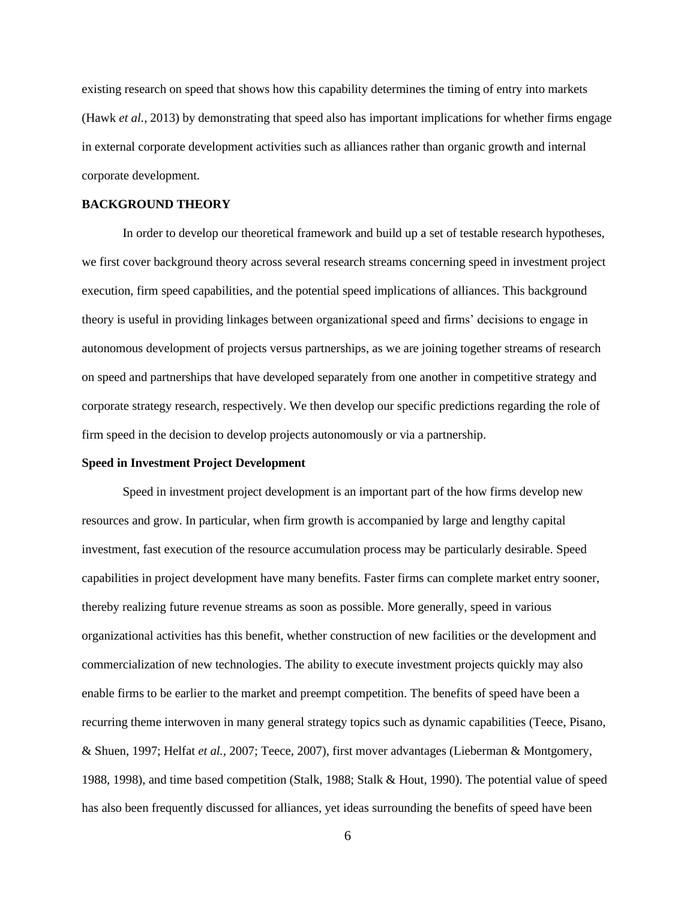existing research on speed that shows how this capability determines the timing of entry into markets (Hawk *et al.*, 2013) by demonstrating that speed also has important implications for whether firms engage in external corporate development activities such as alliances rather than organic growth and internal corporate development.

## BACKGROUND THEORY

In order to develop our theoretical framework and build up a set of testable research hypotheses, we first cover background theory across several research streams concerning speed in investment project execution, firm speed capabilities, and the potential speed implications of alliances. This background theory is useful in providing linkages between organizational speed and firms' decisions to engage in autonomous development of projects versus partnerships, as we are joining together streams of research on speed and partnerships that have developed separately from one another in competitive strategy and corporate strategy research, respectively. We then develop our specific predictions regarding the role of firm speed in the decision to develop projects autonomously or via a partnership.

### Speed in Investment Project Development

Speed in investment project development is an important part of the how firms develop new resources and grow. In particular, when firm growth is accompanied by large and lengthy capital investment, fast execution of the resource accumulation process may be particularly desirable. Speed capabilities in project development have many benefits. Faster firms can complete market entry sooner, thereby realizing future revenue streams as soon as possible. More generally, speed in various organizational activities has this benefit, whether construction of new facilities or the development and commercialization of new technologies. The ability to execute investment projects quickly may also enable firms to be earlier to the market and preempt competition. The benefits of speed have been a recurring theme interwoven in many general strategy topics such as dynamic capabilities (Teece, Pisano, & Shuen, 1997; Helfat *et al.*, 2007; Teece, 2007), first mover advantages (Lieberman & Montgomery, 1988, 1998), and time based competition (Stalk, 1988; Stalk & Hout, 1990). The potential value of speed has also been frequently discussed for alliances, yet ideas surrounding the benefits of speed have been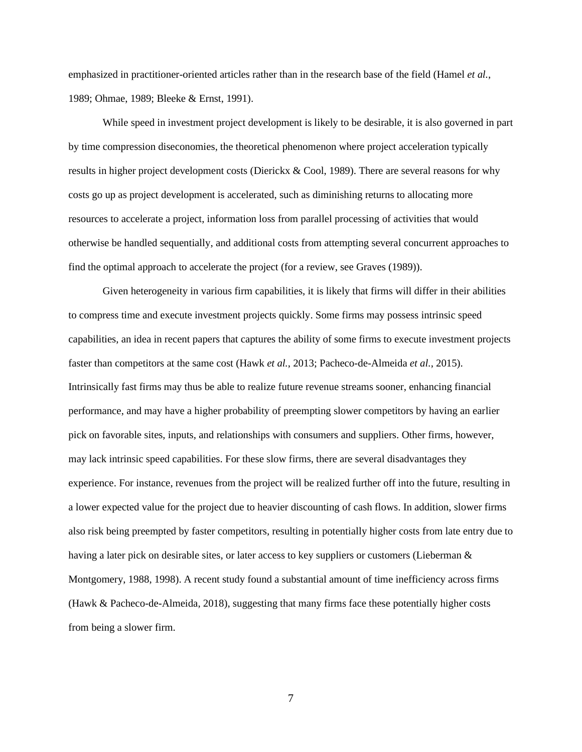emphasized in practitioner-oriented articles rather than in the research base of the field (Hamel *et al.*, 1989; Ohmae, 1989; Bleeke & Ernst, 1991).

While speed in investment project development is likely to be desirable, it is also governed in part by time compression diseconomies, the theoretical phenomenon where project acceleration typically results in higher project development costs (Dierickx & Cool, 1989). There are several reasons for why costs go up as project development is accelerated, such as diminishing returns to allocating more resources to accelerate a project, information loss from parallel processing of activities that would otherwise be handled sequentially, and additional costs from attempting several concurrent approaches to find the optimal approach to accelerate the project (for a review, see Graves (1989)).

Given heterogeneity in various firm capabilities, it is likely that firms will differ in their abilities to compress time and execute investment projects quickly. Some firms may possess intrinsic speed capabilities, an idea in recent papers that captures the ability of some firms to execute investment projects faster than competitors at the same cost (Hawk *et al.*, 2013; Pacheco-de-Almeida *et al.*, 2015). Intrinsically fast firms may thus be able to realize future revenue streams sooner, enhancing financial performance, and may have a higher probability of preempting slower competitors by having an earlier pick on favorable sites, inputs, and relationships with consumers and suppliers. Other firms, however, may lack intrinsic speed capabilities. For these slow firms, there are several disadvantages they experience. For instance, revenues from the project will be realized further off into the future, resulting in a lower expected value for the project due to heavier discounting of cash flows. In addition, slower firms also risk being preempted by faster competitors, resulting in potentially higher costs from late entry due to having a later pick on desirable sites, or later access to key suppliers or customers (Lieberman & Montgomery, 1988, 1998). A recent study found a substantial amount of time inefficiency across firms (Hawk & Pacheco-de-Almeida, 2018), suggesting that many firms face these potentially higher costs from being a slower firm.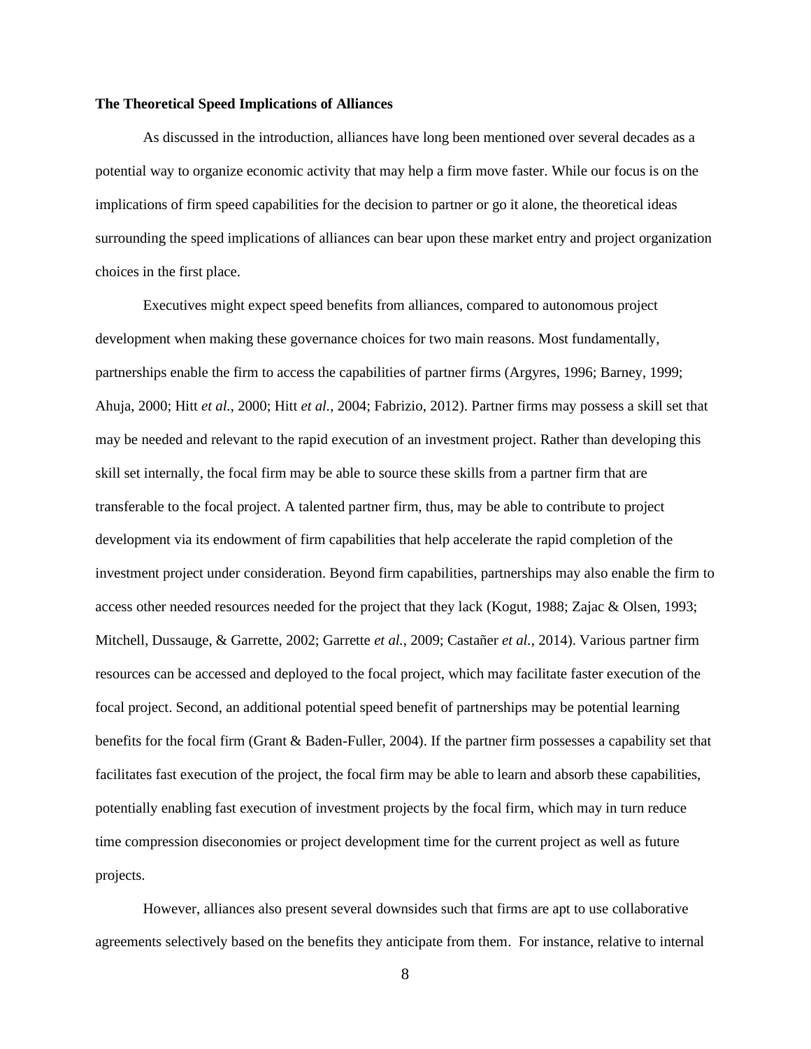**The Theoretical Speed Implications of Alliances**

As discussed in the introduction, alliances have long been mentioned over several decades as a potential way to organize economic activity that may help a firm move faster. While our focus is on the implications of firm speed capabilities for the decision to partner or go it alone, the theoretical ideas surrounding the speed implications of alliances can bear upon these market entry and project organization choices in the first place.

Executives might expect speed benefits from alliances, compared to autonomous project development when making these governance choices for two main reasons. Most fundamentally, partnerships enable the firm to access the capabilities of partner firms (Argyres, 1996; Barney, 1999; Ahuja, 2000; Hitt *et al.*, 2000; Hitt *et al.*, 2004; Fabrizio, 2012). Partner firms may possess a skill set that may be needed and relevant to the rapid execution of an investment project. Rather than developing this skill set internally, the focal firm may be able to source these skills from a partner firm that are transferable to the focal project. A talented partner firm, thus, may be able to contribute to project development via its endowment of firm capabilities that help accelerate the rapid completion of the investment project under consideration. Beyond firm capabilities, partnerships may also enable the firm to access other needed resources needed for the project that they lack (Kogut, 1988; Zajac & Olsen, 1993; Mitchell, Dussauge, & Garrette, 2002; Garrette *et al.*, 2009; Castañer *et al.*, 2014). Various partner firm resources can be accessed and deployed to the focal project, which may facilitate faster execution of the focal project. Second, an additional potential speed benefit of partnerships may be potential learning benefits for the focal firm (Grant & Baden-Fuller, 2004). If the partner firm possesses a capability set that facilitates fast execution of the project, the focal firm may be able to learn and absorb these capabilities, potentially enabling fast execution of investment projects by the focal firm, which may in turn reduce time compression diseconomies or project development time for the current project as well as future projects.

However, alliances also present several downsides such that firms are apt to use collaborative agreements selectively based on the benefits they anticipate from them. For instance, relative to internal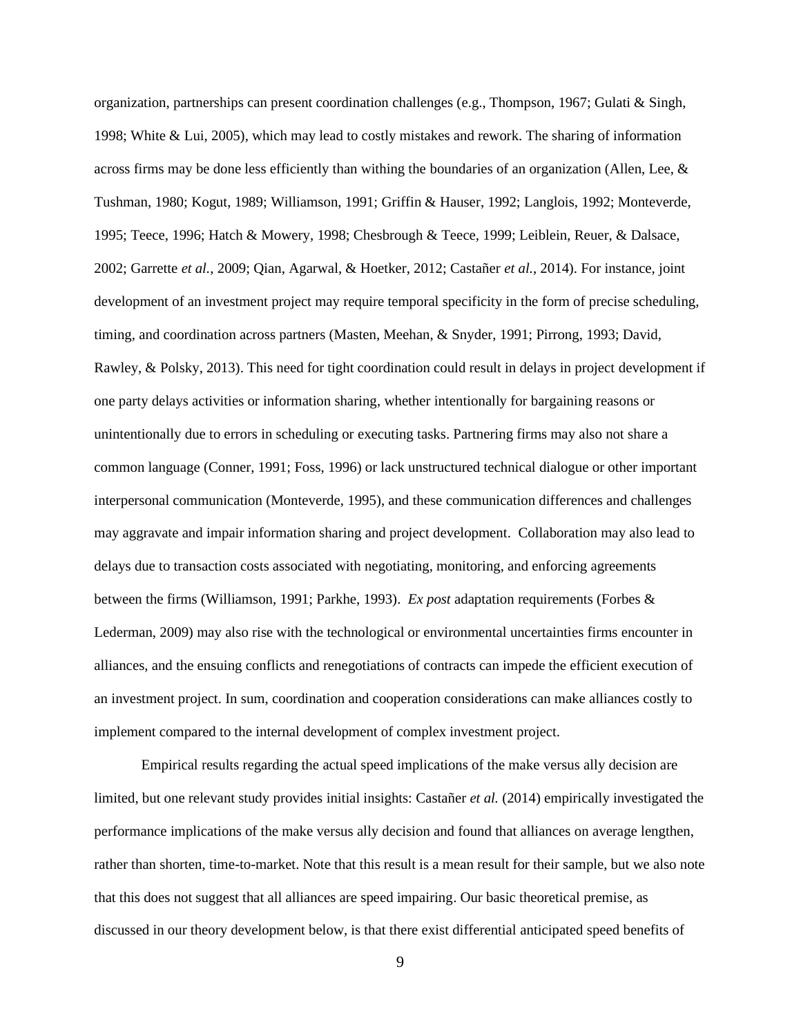organization, partnerships can present coordination challenges (e.g., Thompson, 1967; Gulati & Singh, 1998; White & Lui, 2005), which may lead to costly mistakes and rework. The sharing of information across firms may be done less efficiently than withing the boundaries of an organization (Allen, Lee, & Tushman, 1980; Kogut, 1989; Williamson, 1991; Griffin & Hauser, 1992; Langlois, 1992; Monteverde, 1995; Teece, 1996; Hatch & Mowery, 1998; Chesbrough & Teece, 1999; Leiblein, Reuer, & Dalsace, 2002; Garrette *et al.*, 2009; Qian, Agarwal, & Hoetker, 2012; Castañer *et al.*, 2014). For instance, joint development of an investment project may require temporal specificity in the form of precise scheduling, timing, and coordination across partners (Masten, Meehan, & Snyder, 1991; Pirrong, 1993; David, Rawley, & Polsky, 2013). This need for tight coordination could result in delays in project development if one party delays activities or information sharing, whether intentionally for bargaining reasons or unintentionally due to errors in scheduling or executing tasks. Partnering firms may also not share a common language (Conner, 1991; Foss, 1996) or lack unstructured technical dialogue or other important interpersonal communication (Monteverde, 1995), and these communication differences and challenges may aggravate and impair information sharing and project development. Collaboration may also lead to delays due to transaction costs associated with negotiating, monitoring, and enforcing agreements between the firms (Williamson, 1991; Parkhe, 1993). *Ex post* adaptation requirements (Forbes & Lederman, 2009) may also rise with the technological or environmental uncertainties firms encounter in alliances, and the ensuing conflicts and renegotiations of contracts can impede the efficient execution of an investment project. In sum, coordination and cooperation considerations can make alliances costly to implement compared to the internal development of complex investment project.

Empirical results regarding the actual speed implications of the make versus ally decision are limited, but one relevant study provides initial insights: Castañer *et al.* (2014) empirically investigated the performance implications of the make versus ally decision and found that alliances on average lengthen, rather than shorten, time-to-market. Note that this result is a mean result for their sample, but we also note that this does not suggest that all alliances are speed impairing. Our basic theoretical premise, as discussed in our theory development below, is that there exist differential anticipated speed benefits of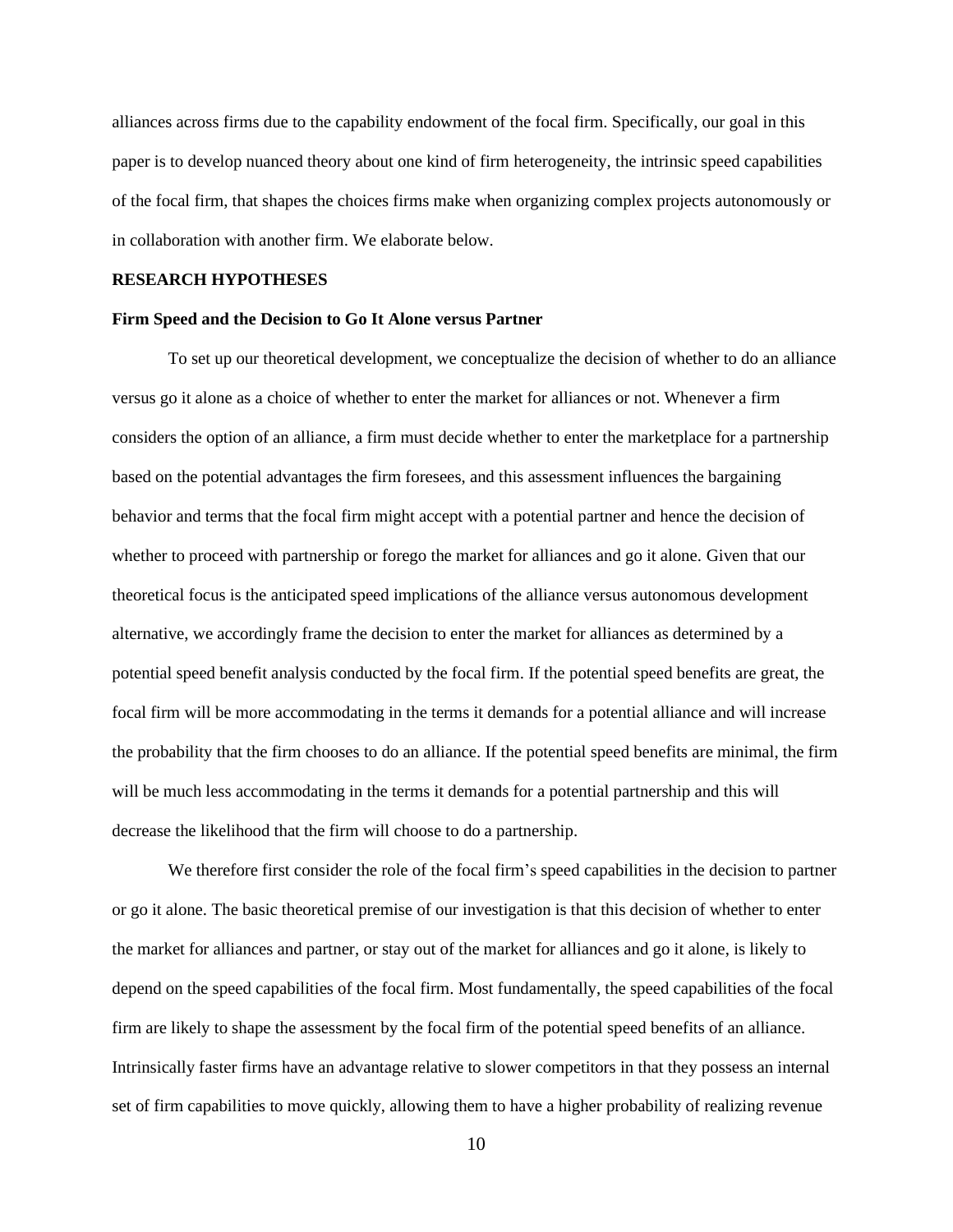alliances across firms due to the capability endowment of the focal firm. Specifically, our goal in this paper is to develop nuanced theory about one kind of firm heterogeneity, the intrinsic speed capabilities of the focal firm, that shapes the choices firms make when organizing complex projects autonomously or in collaboration with another firm. We elaborate below.

## RESEARCH HYPOTHESES

### Firm Speed and the Decision to Go It Alone versus Partner

To set up our theoretical development, we conceptualize the decision of whether to do an alliance versus go it alone as a choice of whether to enter the market for alliances or not. Whenever a firm considers the option of an alliance, a firm must decide whether to enter the marketplace for a partnership based on the potential advantages the firm foresees, and this assessment influences the bargaining behavior and terms that the focal firm might accept with a potential partner and hence the decision of whether to proceed with partnership or forego the market for alliances and go it alone. Given that our theoretical focus is the anticipated speed implications of the alliance versus autonomous development alternative, we accordingly frame the decision to enter the market for alliances as determined by a potential speed benefit analysis conducted by the focal firm. If the potential speed benefits are great, the focal firm will be more accommodating in the terms it demands for a potential alliance and will increase the probability that the firm chooses to do an alliance. If the potential speed benefits are minimal, the firm will be much less accommodating in the terms it demands for a potential partnership and this will decrease the likelihood that the firm will choose to do a partnership.

We therefore first consider the role of the focal firm's speed capabilities in the decision to partner or go it alone. The basic theoretical premise of our investigation is that this decision of whether to enter the market for alliances and partner, or stay out of the market for alliances and go it alone, is likely to depend on the speed capabilities of the focal firm. Most fundamentally, the speed capabilities of the focal firm are likely to shape the assessment by the focal firm of the potential speed benefits of an alliance. Intrinsically faster firms have an advantage relative to slower competitors in that they possess an internal set of firm capabilities to move quickly, allowing them to have a higher probability of realizing revenue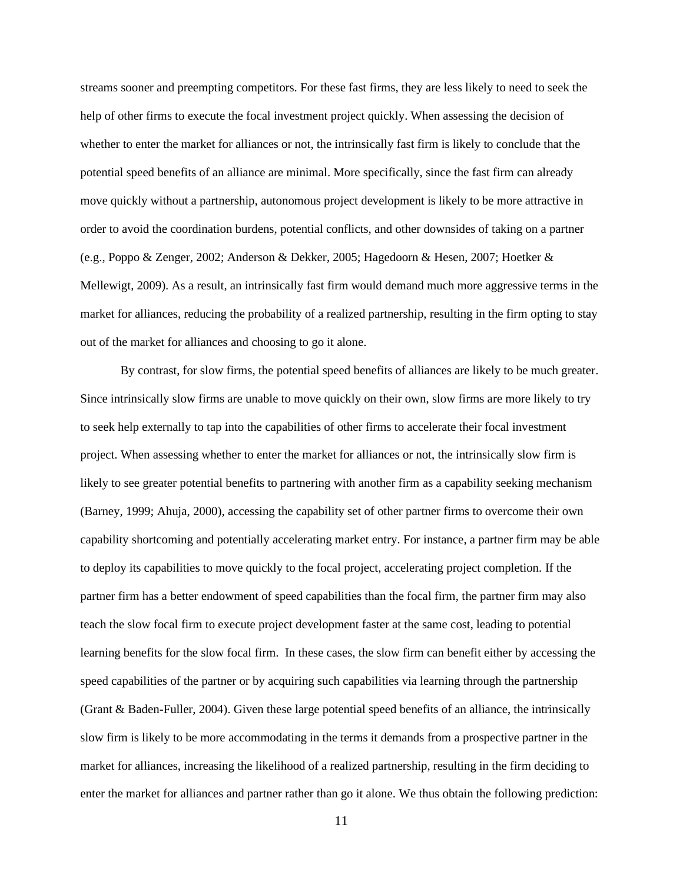streams sooner and preempting competitors. For these fast firms, they are less likely to need to seek the help of other firms to execute the focal investment project quickly. When assessing the decision of whether to enter the market for alliances or not, the intrinsically fast firm is likely to conclude that the potential speed benefits of an alliance are minimal. More specifically, since the fast firm can already move quickly without a partnership, autonomous project development is likely to be more attractive in order to avoid the coordination burdens, potential conflicts, and other downsides of taking on a partner (e.g., Poppo & Zenger, 2002; Anderson & Dekker, 2005; Hagedoorn & Hesen, 2007; Hoetker & Mellewigt, 2009). As a result, an intrinsically fast firm would demand much more aggressive terms in the market for alliances, reducing the probability of a realized partnership, resulting in the firm opting to stay out of the market for alliances and choosing to go it alone.

By contrast, for slow firms, the potential speed benefits of alliances are likely to be much greater. Since intrinsically slow firms are unable to move quickly on their own, slow firms are more likely to try to seek help externally to tap into the capabilities of other firms to accelerate their focal investment project. When assessing whether to enter the market for alliances or not, the intrinsically slow firm is likely to see greater potential benefits to partnering with another firm as a capability seeking mechanism (Barney, 1999; Ahuja, 2000), accessing the capability set of other partner firms to overcome their own capability shortcoming and potentially accelerating market entry. For instance, a partner firm may be able to deploy its capabilities to move quickly to the focal project, accelerating project completion. If the partner firm has a better endowment of speed capabilities than the focal firm, the partner firm may also teach the slow focal firm to execute project development faster at the same cost, leading to potential learning benefits for the slow focal firm. In these cases, the slow firm can benefit either by accessing the speed capabilities of the partner or by acquiring such capabilities via learning through the partnership (Grant & Baden-Fuller, 2004). Given these large potential speed benefits of an alliance, the intrinsically slow firm is likely to be more accommodating in the terms it demands from a prospective partner in the market for alliances, increasing the likelihood of a realized partnership, resulting in the firm deciding to enter the market for alliances and partner rather than go it alone. We thus obtain the following prediction: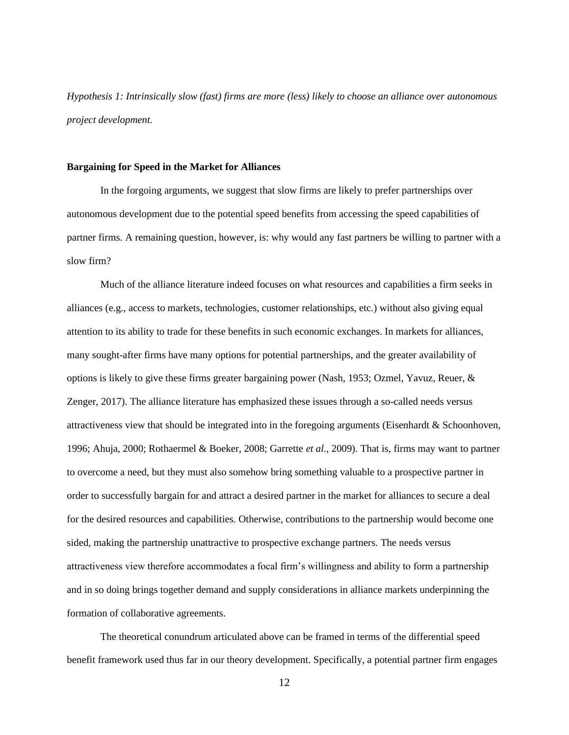*Hypothesis 1: Intrinsically slow (fast) firms are more (less) likely to choose an alliance over autonomous project development.*

**Bargaining for Speed in the Market for Alliances**

In the forgoing arguments, we suggest that slow firms are likely to prefer partnerships over autonomous development due to the potential speed benefits from accessing the speed capabilities of partner firms. A remaining question, however, is: why would any fast partners be willing to partner with a slow firm?

Much of the alliance literature indeed focuses on what resources and capabilities a firm seeks in alliances (e.g., access to markets, technologies, customer relationships, etc.) without also giving equal attention to its ability to trade for these benefits in such economic exchanges. In markets for alliances, many sought-after firms have many options for potential partnerships, and the greater availability of options is likely to give these firms greater bargaining power (Nash, 1953; Ozmel, Yavuz, Reuer, & Zenger, 2017). The alliance literature has emphasized these issues through a so-called needs versus attractiveness view that should be integrated into in the foregoing arguments (Eisenhardt & Schoonhoven, 1996; Ahuja, 2000; Rothaermel & Boeker, 2008; Garrette *et al.*, 2009). That is, firms may want to partner to overcome a need, but they must also somehow bring something valuable to a prospective partner in order to successfully bargain for and attract a desired partner in the market for alliances to secure a deal for the desired resources and capabilities. Otherwise, contributions to the partnership would become one sided, making the partnership unattractive to prospective exchange partners. The needs versus attractiveness view therefore accommodates a focal firm's willingness and ability to form a partnership and in so doing brings together demand and supply considerations in alliance markets underpinning the formation of collaborative agreements.

The theoretical conundrum articulated above can be framed in terms of the differential speed benefit framework used thus far in our theory development. Specifically, a potential partner firm engages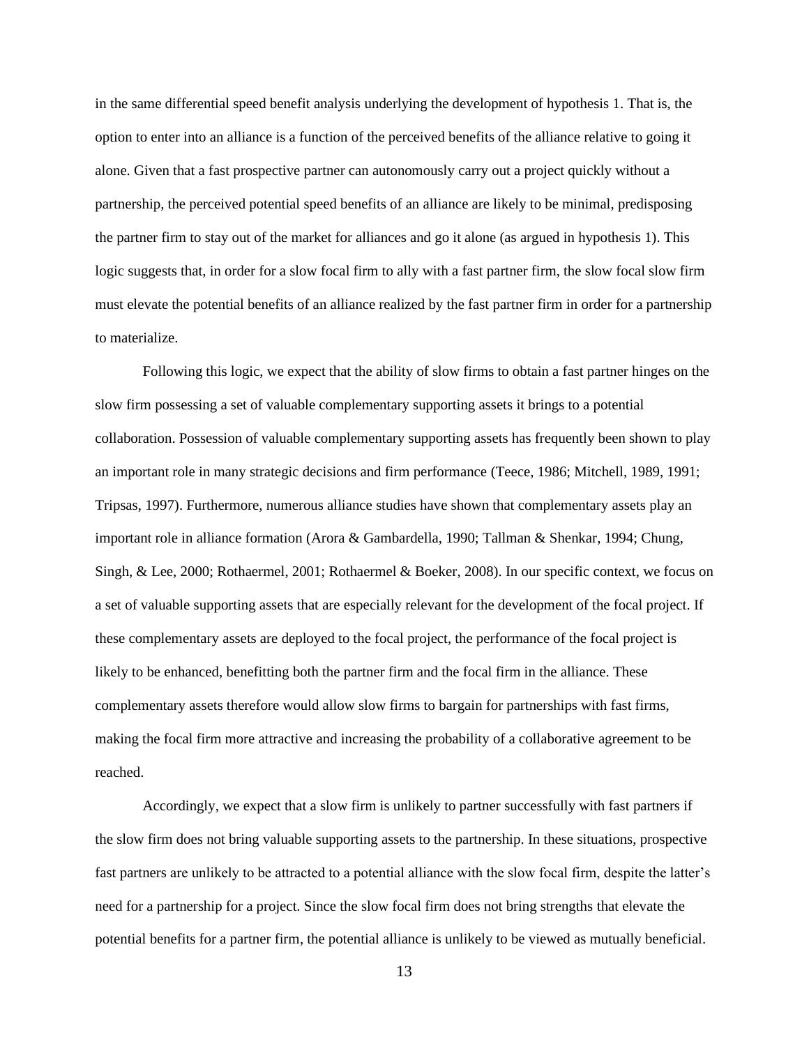in the same differential speed benefit analysis underlying the development of hypothesis 1. That is, the option to enter into an alliance is a function of the perceived benefits of the alliance relative to going it alone. Given that a fast prospective partner can autonomously carry out a project quickly without a partnership, the perceived potential speed benefits of an alliance are likely to be minimal, predisposing the partner firm to stay out of the market for alliances and go it alone (as argued in hypothesis 1). This logic suggests that, in order for a slow focal firm to ally with a fast partner firm, the slow focal slow firm must elevate the potential benefits of an alliance realized by the fast partner firm in order for a partnership to materialize.

Following this logic, we expect that the ability of slow firms to obtain a fast partner hinges on the slow firm possessing a set of valuable complementary supporting assets it brings to a potential collaboration. Possession of valuable complementary supporting assets has frequently been shown to play an important role in many strategic decisions and firm performance (Teece, 1986; Mitchell, 1989, 1991; Tripsas, 1997). Furthermore, numerous alliance studies have shown that complementary assets play an important role in alliance formation (Arora & Gambardella, 1990; Tallman & Shenkar, 1994; Chung, Singh, & Lee, 2000; Rothaermel, 2001; Rothaermel & Boeker, 2008). In our specific context, we focus on a set of valuable supporting assets that are especially relevant for the development of the focal project. If these complementary assets are deployed to the focal project, the performance of the focal project is likely to be enhanced, benefitting both the partner firm and the focal firm in the alliance. These complementary assets therefore would allow slow firms to bargain for partnerships with fast firms, making the focal firm more attractive and increasing the probability of a collaborative agreement to be reached.

Accordingly, we expect that a slow firm is unlikely to partner successfully with fast partners if the slow firm does not bring valuable supporting assets to the partnership. In these situations, prospective fast partners are unlikely to be attracted to a potential alliance with the slow focal firm, despite the latter's need for a partnership for a project. Since the slow focal firm does not bring strengths that elevate the potential benefits for a partner firm, the potential alliance is unlikely to be viewed as mutually beneficial.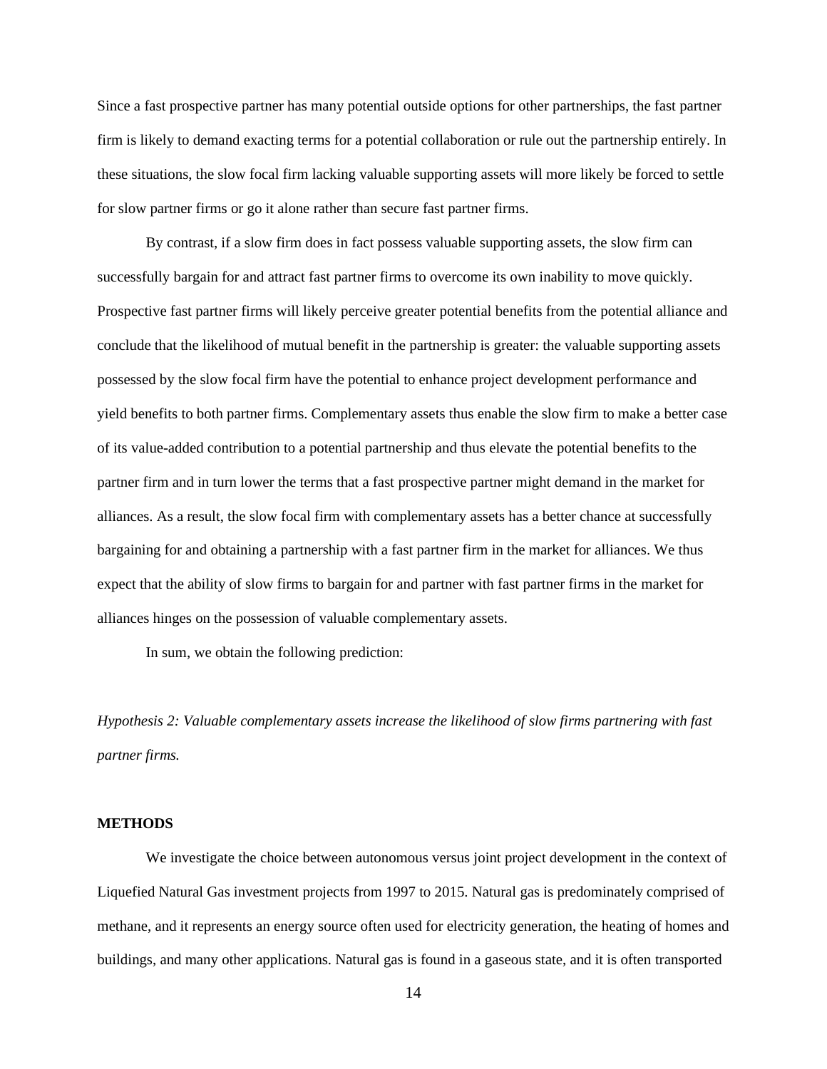Since a fast prospective partner has many potential outside options for other partnerships, the fast partner firm is likely to demand exacting terms for a potential collaboration or rule out the partnership entirely. In these situations, the slow focal firm lacking valuable supporting assets will more likely be forced to settle for slow partner firms or go it alone rather than secure fast partner firms.

By contrast, if a slow firm does in fact possess valuable supporting assets, the slow firm can successfully bargain for and attract fast partner firms to overcome its own inability to move quickly. Prospective fast partner firms will likely perceive greater potential benefits from the potential alliance and conclude that the likelihood of mutual benefit in the partnership is greater: the valuable supporting assets possessed by the slow focal firm have the potential to enhance project development performance and yield benefits to both partner firms. Complementary assets thus enable the slow firm to make a better case of its value-added contribution to a potential partnership and thus elevate the potential benefits to the partner firm and in turn lower the terms that a fast prospective partner might demand in the market for alliances. As a result, the slow focal firm with complementary assets has a better chance at successfully bargaining for and obtaining a partnership with a fast partner firm in the market for alliances. We thus expect that the ability of slow firms to bargain for and partner with fast partner firms in the market for alliances hinges on the possession of valuable complementary assets.

In sum, we obtain the following prediction:

*Hypothesis 2: Valuable complementary assets increase the likelihood of slow firms partnering with fast partner firms.*

## METHODS

We investigate the choice between autonomous versus joint project development in the context of Liquefied Natural Gas investment projects from 1997 to 2015. Natural gas is predominately comprised of methane, and it represents an energy source often used for electricity generation, the heating of homes and buildings, and many other applications. Natural gas is found in a gaseous state, and it is often transported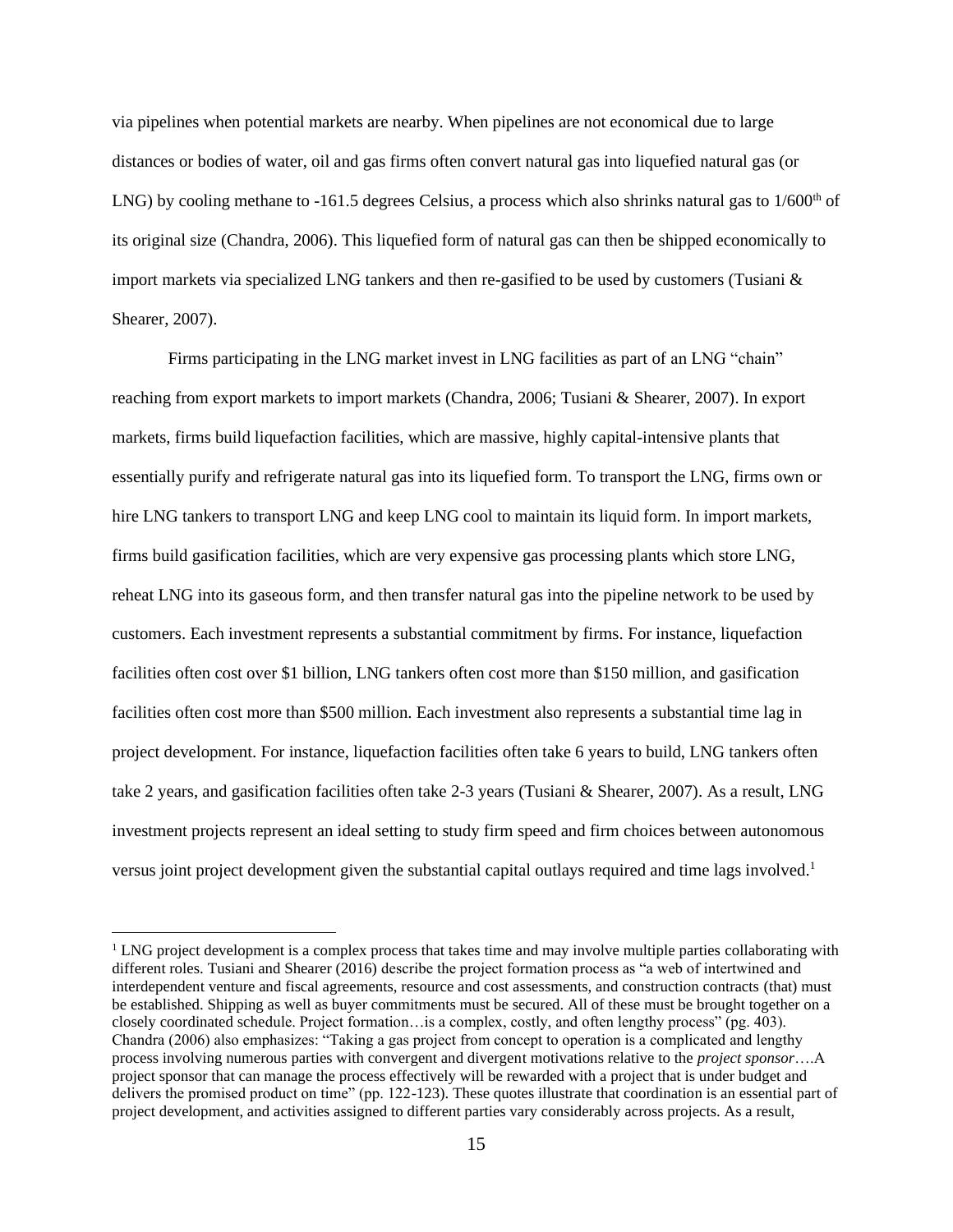via pipelines when potential markets are nearby. When pipelines are not economical due to large distances or bodies of water, oil and gas firms often convert natural gas into liquefied natural gas (or LNG) by cooling methane to -161.5 degrees Celsius, a process which also shrinks natural gas to 1/600th of its original size (Chandra, 2006). This liquefied form of natural gas can then be shipped economically to import markets via specialized LNG tankers and then re-gasified to be used by customers (Tusiani & Shearer, 2007).

Firms participating in the LNG market invest in LNG facilities as part of an LNG "chain" reaching from export markets to import markets (Chandra, 2006; Tusiani & Shearer, 2007). In export markets, firms build liquefaction facilities, which are massive, highly capital-intensive plants that essentially purify and refrigerate natural gas into its liquefied form. To transport the LNG, firms own or hire LNG tankers to transport LNG and keep LNG cool to maintain its liquid form. In import markets, firms build gasification facilities, which are very expensive gas processing plants which store LNG, reheat LNG into its gaseous form, and then transfer natural gas into the pipeline network to be used by customers. Each investment represents a substantial commitment by firms. For instance, liquefaction facilities often cost over $1 billion, LNG tankers often cost more than $150 million, and gasification facilities often cost more than $500 million. Each investment also represents a substantial time lag in project development. For instance, liquefaction facilities often take 6 years to build, LNG tankers often take 2 years, and gasification facilities often take 2-3 years (Tusiani & Shearer, 2007). As a result, LNG investment projects represent an ideal setting to study firm speed and firm choices between autonomous versus joint project development given the substantial capital outlays required and time lags involved.[1]

[1] LNG project development is a complex process that takes time and may involve multiple parties collaborating with different roles. Tusiani and Shearer (2016) describe the project formation process as "a web of intertwined and interdependent venture and fiscal agreements, resource and cost assessments, and construction contracts (that) must be established. Shipping as well as buyer commitments must be secured. All of these must be brought together on a closely coordinated schedule. Project formation…is a complex, costly, and often lengthy process" (pg. 403). Chandra (2006) also emphasizes: "Taking a gas project from concept to operation is a complicated and lengthy process involving numerous parties with convergent and divergent motivations relative to the *project sponsor*….A project sponsor that can manage the process effectively will be rewarded with a project that is under budget and delivers the promised product on time" (pp. 122-123). These quotes illustrate that coordination is an essential part of project development, and activities assigned to different parties vary considerably across projects. As a result,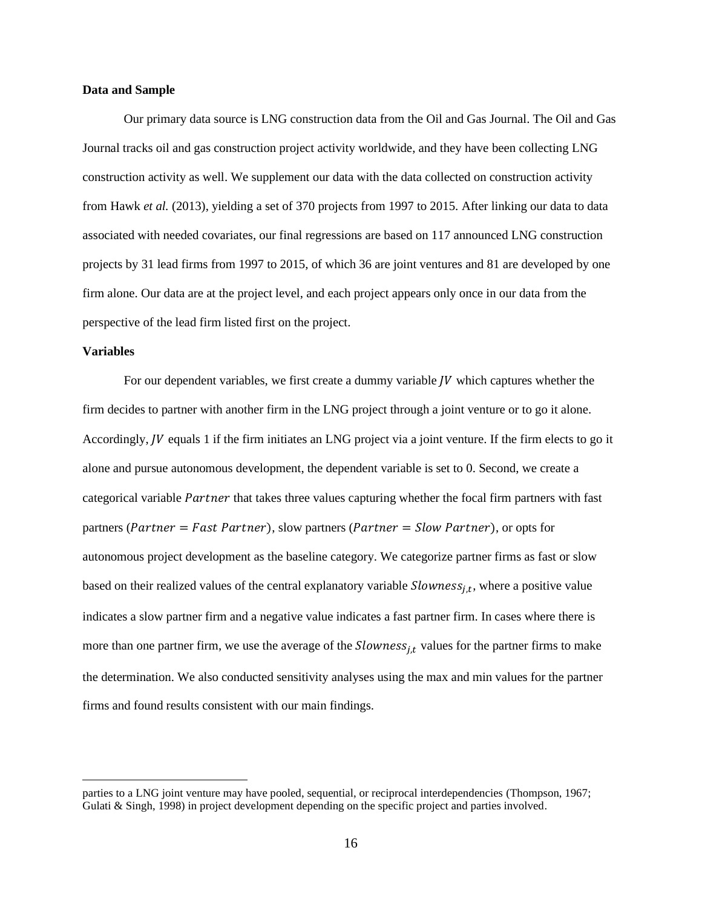**Data and Sample**

Our primary data source is LNG construction data from the Oil and Gas Journal. The Oil and Gas Journal tracks oil and gas construction project activity worldwide, and they have been collecting LNG construction activity as well. We supplement our data with the data collected on construction activity from Hawk *et al.* (2013), yielding a set of 370 projects from 1997 to 2015. After linking our data to data associated with needed covariates, our final regressions are based on 117 announced LNG construction projects by 31 lead firms from 1997 to 2015, of which 36 are joint ventures and 81 are developed by one firm alone. Our data are at the project level, and each project appears only once in our data from the perspective of the lead firm listed first on the project.

**Variables**

For our dependent variables, we first create a dummy variable $JV$ which captures whether the firm decides to partner with another firm in the LNG project through a joint venture or to go it alone. Accordingly, $JV$ equals 1 if the firm initiates an LNG project via a joint venture. If the firm elects to go it alone and pursue autonomous development, the dependent variable is set to 0. Second, we create a categorical variable $Partner$ that takes three values capturing whether the focal firm partners with fast partners ($Partner = Fast\ Partner$), slow partners ($Partner = Slow\ Partner$), or opts for autonomous project development as the baseline category. We categorize partner firms as fast or slow based on their realized values of the central explanatory variable $Slowness_{j,t}$, where a positive value indicates a slow partner firm and a negative value indicates a fast partner firm. In cases where there is more than one partner firm, we use the average of the $Slowness_{j,t}$ values for the partner firms to make the determination. We also conducted sensitivity analyses using the max and min values for the partner firms and found results consistent with our main findings.

parties to a LNG joint venture may have pooled, sequential, or reciprocal interdependencies (Thompson, 1967; Gulati & Singh, 1998) in project development depending on the specific project and parties involved.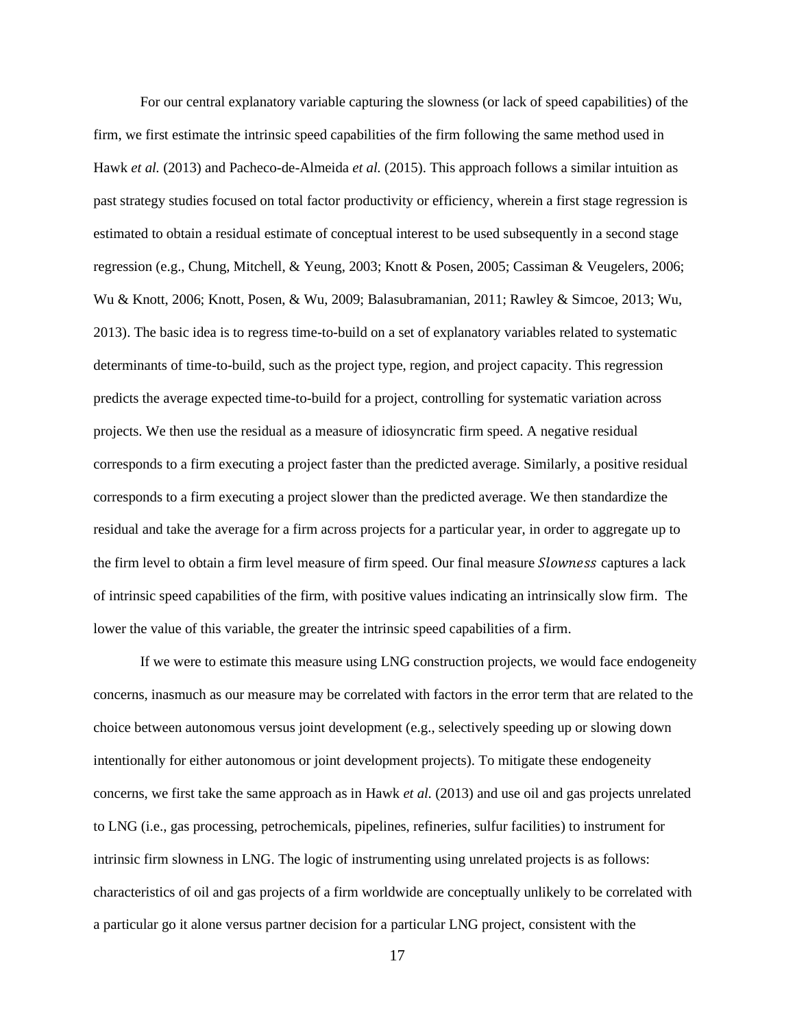For our central explanatory variable capturing the slowness (or lack of speed capabilities) of the firm, we first estimate the intrinsic speed capabilities of the firm following the same method used in Hawk *et al.* (2013) and Pacheco-de-Almeida *et al.* (2015). This approach follows a similar intuition as past strategy studies focused on total factor productivity or efficiency, wherein a first stage regression is estimated to obtain a residual estimate of conceptual interest to be used subsequently in a second stage regression (e.g., Chung, Mitchell, & Yeung, 2003; Knott & Posen, 2005; Cassiman & Veugelers, 2006; Wu & Knott, 2006; Knott, Posen, & Wu, 2009; Balasubramanian, 2011; Rawley & Simcoe, 2013; Wu, 2013). The basic idea is to regress time-to-build on a set of explanatory variables related to systematic determinants of time-to-build, such as the project type, region, and project capacity. This regression predicts the average expected time-to-build for a project, controlling for systematic variation across projects. We then use the residual as a measure of idiosyncratic firm speed. A negative residual corresponds to a firm executing a project faster than the predicted average. Similarly, a positive residual corresponds to a firm executing a project slower than the predicted average. We then standardize the residual and take the average for a firm across projects for a particular year, in order to aggregate up to the firm level to obtain a firm level measure of firm speed. Our final measure $Slowness$ captures a lack of intrinsic speed capabilities of the firm, with positive values indicating an intrinsically slow firm. The lower the value of this variable, the greater the intrinsic speed capabilities of a firm.

If we were to estimate this measure using LNG construction projects, we would face endogeneity concerns, inasmuch as our measure may be correlated with factors in the error term that are related to the choice between autonomous versus joint development (e.g., selectively speeding up or slowing down intentionally for either autonomous or joint development projects). To mitigate these endogeneity concerns, we first take the same approach as in Hawk *et al.* (2013) and use oil and gas projects unrelated to LNG (i.e., gas processing, petrochemicals, pipelines, refineries, sulfur facilities) to instrument for intrinsic firm slowness in LNG. The logic of instrumenting using unrelated projects is as follows: characteristics of oil and gas projects of a firm worldwide are conceptually unlikely to be correlated with a particular go it alone versus partner decision for a particular LNG project, consistent with the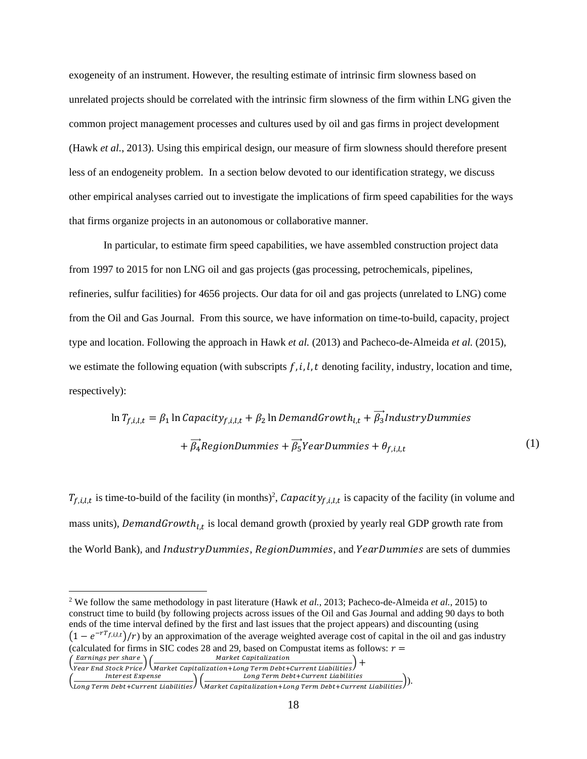exogeneity of an instrument. However, the resulting estimate of intrinsic firm slowness based on unrelated projects should be correlated with the intrinsic firm slowness of the firm within LNG given the common project management processes and cultures used by oil and gas firms in project development (Hawk *et al.*, 2013). Using this empirical design, our measure of firm slowness should therefore present less of an endogeneity problem. In a section below devoted to our identification strategy, we discuss other empirical analyses carried out to investigate the implications of firm speed capabilities for the ways that firms organize projects in an autonomous or collaborative manner.

In particular, to estimate firm speed capabilities, we have assembled construction project data from 1997 to 2015 for non LNG oil and gas projects (gas processing, petrochemicals, pipelines, refineries, sulfur facilities) for 4656 projects. Our data for oil and gas projects (unrelated to LNG) come from the Oil and Gas Journal. From this source, we have information on time-to-build, capacity, project type and location. Following the approach in Hawk *et al.* (2013) and Pacheco-de-Almeida *et al.* (2015), we estimate the following equation (with subscripts $f, i, l, t$ denoting facility, industry, location and time, respectively):

$$\ln T_{f,i,l,t} = \beta_1 \ln Capacity_{f,i,l,t} + \beta_2 \ln DemandGrowth_{l,t} + \overrightarrow{\beta_3} IndustryDummies + \overrightarrow{\beta_4} RegionDummies + \overrightarrow{\beta_5} YearDummies + \theta_{f,i,l,t} \quad (1)$$

$T_{f,i,l,t}$ is time-to-build of the facility (in months)[2], $Capacity_{f,i,l,t}$ is capacity of the facility (in volume and mass units), $DemandGrowth_{l,t}$ is local demand growth (proxied by yearly real GDP growth rate from the World Bank), and $IndustryDummies$, $RegionDummies$, and $YearDummies$ are sets of dummies

---

[2] We follow the same methodology in past literature (Hawk *et al.*, 2013; Pacheco-de-Almeida *et al.*, 2015) to construct time to build (by following projects across issues of the Oil and Gas Journal and adding 90 days to both ends of the time interval defined by the first and last issues that the project appears) and discounting (using $\left(1 - e^{-rT_{f,i,l,t}}\right)/r$) by an approximation of the average weighted average cost of capital in the oil and gas industry (calculated for firms in SIC codes 28 and 29, based on Compustat items as follows: $r = \left(\frac{Earnings\ per\ share}{Year\ End\ Stock\ Price}\right)\left(\frac{Market\ Capitalization}{Market\ Capitalization + Long\ Term\ Debt + Current\ Liabilities}\right) + \left(\frac{Interest\ Expense}{Long\ Term\ Debt + Current\ Liabilities}\right)\left(\frac{Long\ Term\ Debt + Current\ Liabilities}{Market\ Capitalization + Long\ Term\ Debt + Current\ Liabilities}\right)$).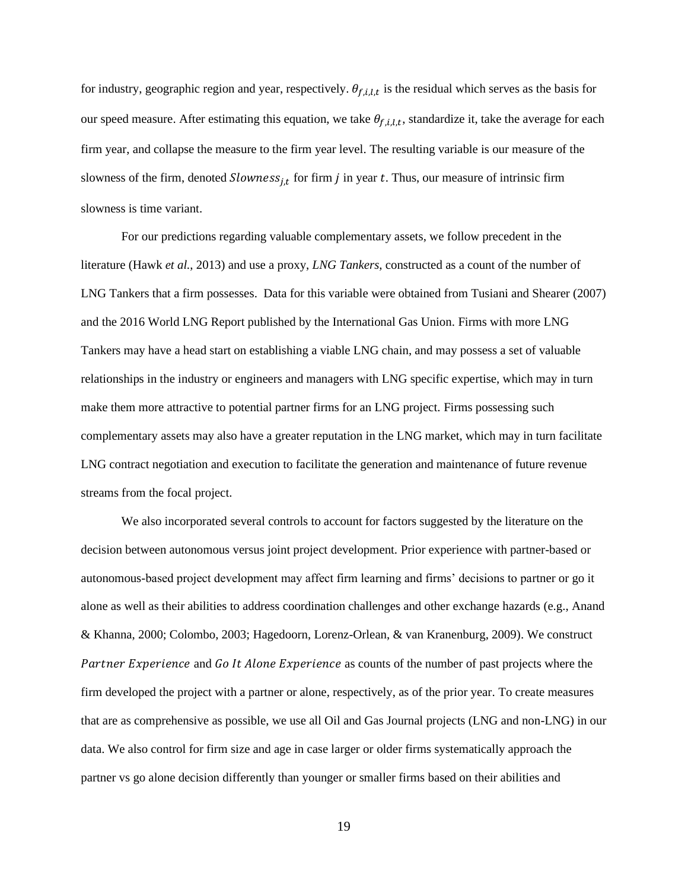for industry, geographic region and year, respectively. $\theta_{f,i,l,t}$ is the residual which serves as the basis for our speed measure. After estimating this equation, we take $\theta_{f,i,l,t}$, standardize it, take the average for each firm year, and collapse the measure to the firm year level. The resulting variable is our measure of the slowness of the firm, denoted $Slowness_{j,t}$ for firm $j$ in year $t$. Thus, our measure of intrinsic firm slowness is time variant.

For our predictions regarding valuable complementary assets, we follow precedent in the literature (Hawk *et al.*, 2013) and use a proxy, *LNG Tankers*, constructed as a count of the number of LNG Tankers that a firm possesses. Data for this variable were obtained from Tusiani and Shearer (2007) and the 2016 World LNG Report published by the International Gas Union. Firms with more LNG Tankers may have a head start on establishing a viable LNG chain, and may possess a set of valuable relationships in the industry or engineers and managers with LNG specific expertise, which may in turn make them more attractive to potential partner firms for an LNG project. Firms possessing such complementary assets may also have a greater reputation in the LNG market, which may in turn facilitate LNG contract negotiation and execution to facilitate the generation and maintenance of future revenue streams from the focal project.

We also incorporated several controls to account for factors suggested by the literature on the decision between autonomous versus joint project development. Prior experience with partner-based or autonomous-based project development may affect firm learning and firms' decisions to partner or go it alone as well as their abilities to address coordination challenges and other exchange hazards (e.g., Anand & Khanna, 2000; Colombo, 2003; Hagedoorn, Lorenz-Orlean, & van Kranenburg, 2009). We construct $Partner\ Experience$ and $Go\ It\ Alone\ Experience$ as counts of the number of past projects where the firm developed the project with a partner or alone, respectively, as of the prior year. To create measures that are as comprehensive as possible, we use all Oil and Gas Journal projects (LNG and non-LNG) in our data. We also control for firm size and age in case larger or older firms systematically approach the partner vs go alone decision differently than younger or smaller firms based on their abilities and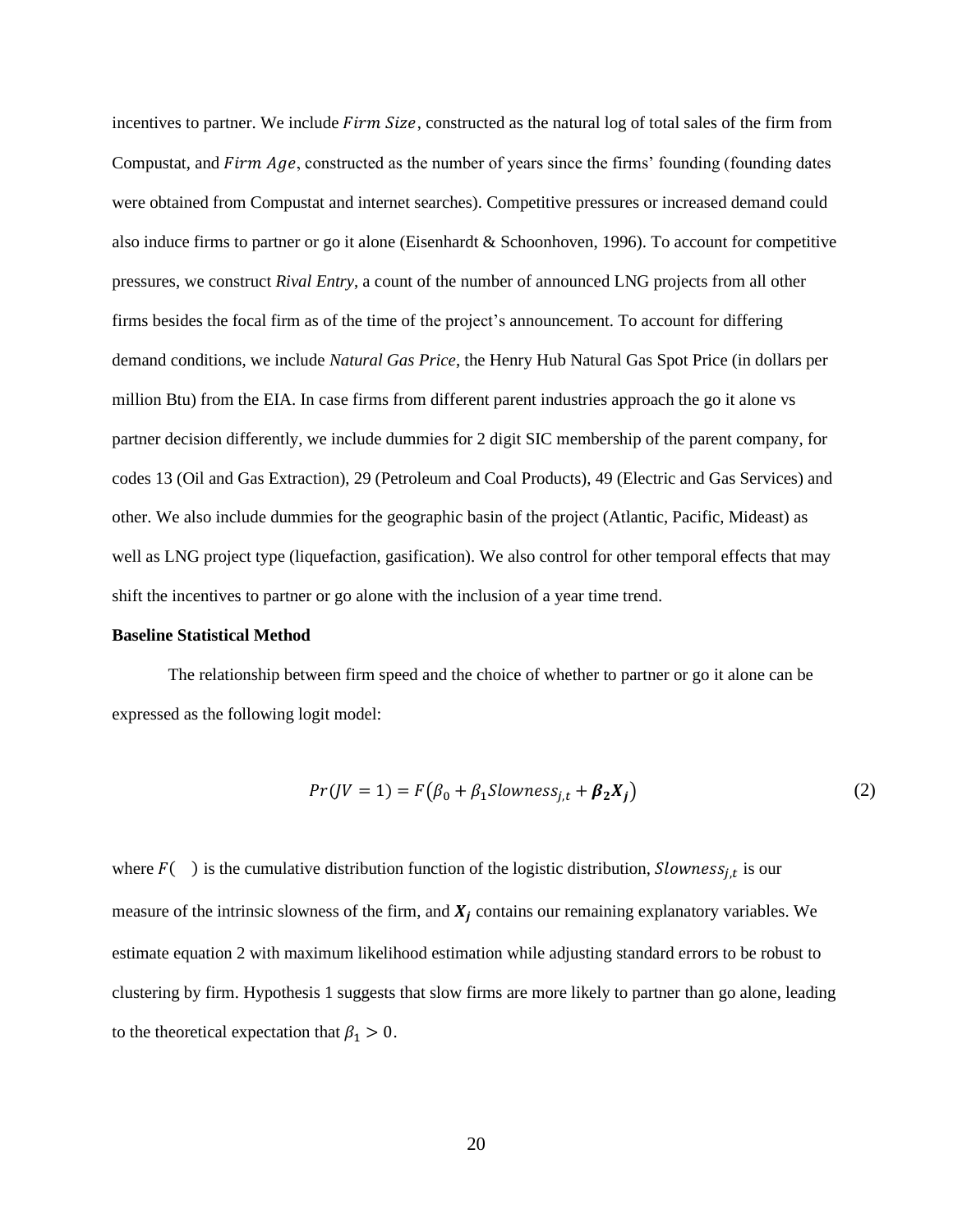incentives to partner. We include $Firm\ Size$, constructed as the natural log of total sales of the firm from Compustat, and $Firm\ Age$, constructed as the number of years since the firms' founding (founding dates were obtained from Compustat and internet searches). Competitive pressures or increased demand could also induce firms to partner or go it alone (Eisenhardt & Schoonhoven, 1996). To account for competitive pressures, we construct *Rival Entry*, a count of the number of announced LNG projects from all other firms besides the focal firm as of the time of the project's announcement. To account for differing demand conditions, we include *Natural Gas Price*, the Henry Hub Natural Gas Spot Price (in dollars per million Btu) from the EIA. In case firms from different parent industries approach the go it alone vs partner decision differently, we include dummies for 2 digit SIC membership of the parent company, for codes 13 (Oil and Gas Extraction), 29 (Petroleum and Coal Products), 49 (Electric and Gas Services) and other. We also include dummies for the geographic basin of the project (Atlantic, Pacific, Mideast) as well as LNG project type (liquefaction, gasification). We also control for other temporal effects that may shift the incentives to partner or go alone with the inclusion of a year time trend.

**Baseline Statistical Method**

The relationship between firm speed and the choice of whether to partner or go it alone can be expressed as the following logit model:

$$Pr(JV = 1) = F\left(\beta_0 + \beta_1 Slowness_{j,t} + \boldsymbol{\beta_2 X_j}\right) \tag{2}$$

where $F(\ \ )$ is the cumulative distribution function of the logistic distribution, $Slowness_{j,t}$ is our measure of the intrinsic slowness of the firm, and $\boldsymbol{X_j}$ contains our remaining explanatory variables. We estimate equation 2 with maximum likelihood estimation while adjusting standard errors to be robust to clustering by firm. Hypothesis 1 suggests that slow firms are more likely to partner than go alone, leading to the theoretical expectation that $\beta_1 > 0$.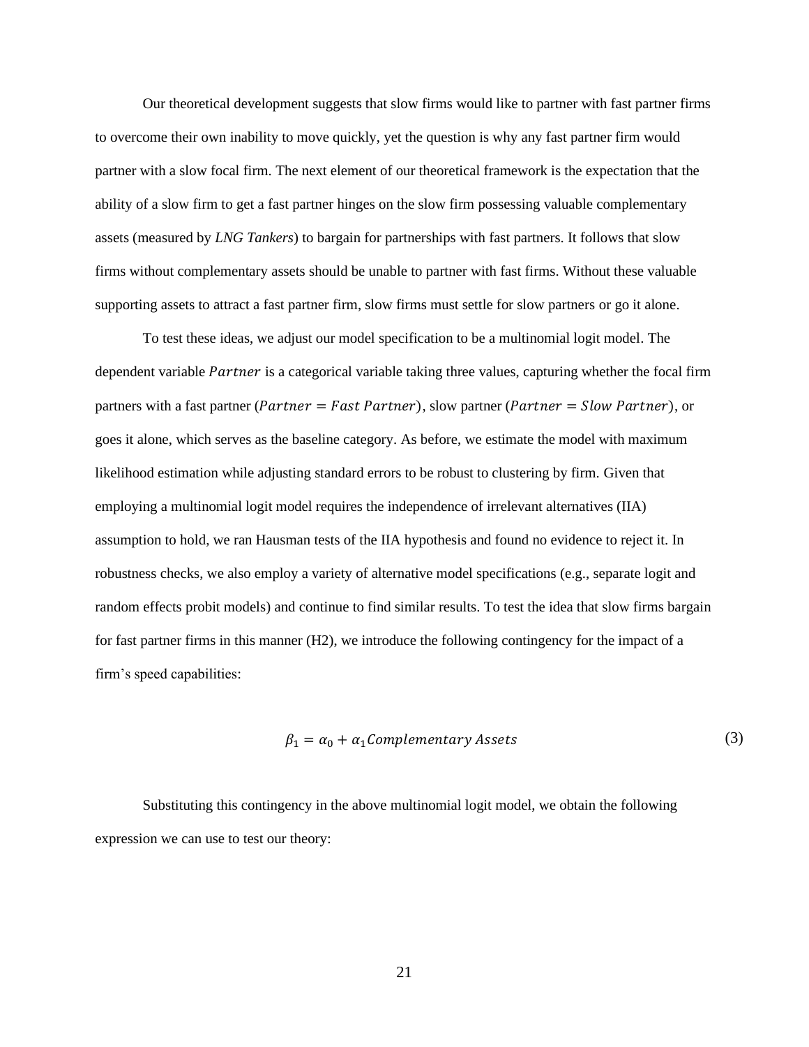Our theoretical development suggests that slow firms would like to partner with fast partner firms to overcome their own inability to move quickly, yet the question is why any fast partner firm would partner with a slow focal firm. The next element of our theoretical framework is the expectation that the ability of a slow firm to get a fast partner hinges on the slow firm possessing valuable complementary assets (measured by *LNG Tankers*) to bargain for partnerships with fast partners. It follows that slow firms without complementary assets should be unable to partner with fast firms. Without these valuable supporting assets to attract a fast partner firm, slow firms must settle for slow partners or go it alone.

To test these ideas, we adjust our model specification to be a multinomial logit model. The dependent variable $Partner$ is a categorical variable taking three values, capturing whether the focal firm partners with a fast partner ($Partner = Fast\ Partner$), slow partner ($Partner = Slow\ Partner$), or goes it alone, which serves as the baseline category. As before, we estimate the model with maximum likelihood estimation while adjusting standard errors to be robust to clustering by firm. Given that employing a multinomial logit model requires the independence of irrelevant alternatives (IIA) assumption to hold, we ran Hausman tests of the IIA hypothesis and found no evidence to reject it. In robustness checks, we also employ a variety of alternative model specifications (e.g., separate logit and random effects probit models) and continue to find similar results. To test the idea that slow firms bargain for fast partner firms in this manner (H2), we introduce the following contingency for the impact of a firm's speed capabilities:

$$\beta_1 = \alpha_0 + \alpha_1 Complementary\ Assets \tag{3}$$

Substituting this contingency in the above multinomial logit model, we obtain the following expression we can use to test our theory: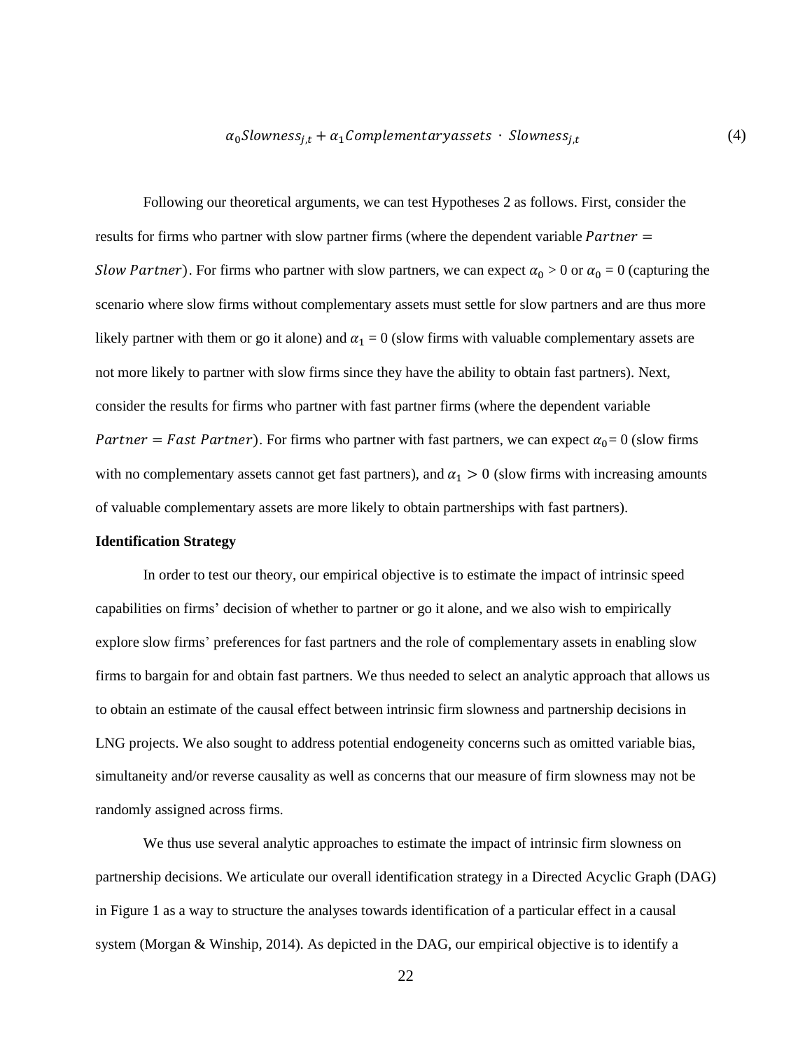$$\alpha_0 Slowness_{j,t} + \alpha_1 Complementaryassets \cdot Slowness_{j,t} \tag{4}$$

Following our theoretical arguments, we can test Hypotheses 2 as follows. First, consider the results for firms who partner with slow partner firms (where the dependent variable $Partner = Slow\ Partner$). For firms who partner with slow partners, we can expect $\alpha_0 > 0$ or $\alpha_0 = 0$ (capturing the scenario where slow firms without complementary assets must settle for slow partners and are thus more likely partner with them or go it alone) and $\alpha_1 = 0$ (slow firms with valuable complementary assets are not more likely to partner with slow firms since they have the ability to obtain fast partners). Next, consider the results for firms who partner with fast partner firms (where the dependent variable $Partner = Fast\ Partner$). For firms who partner with fast partners, we can expect $\alpha_0 = 0$ (slow firms with no complementary assets cannot get fast partners), and $\alpha_1 > 0$ (slow firms with increasing amounts of valuable complementary assets are more likely to obtain partnerships with fast partners).

**Identification Strategy**

In order to test our theory, our empirical objective is to estimate the impact of intrinsic speed capabilities on firms' decision of whether to partner or go it alone, and we also wish to empirically explore slow firms' preferences for fast partners and the role of complementary assets in enabling slow firms to bargain for and obtain fast partners. We thus needed to select an analytic approach that allows us to obtain an estimate of the causal effect between intrinsic firm slowness and partnership decisions in LNG projects. We also sought to address potential endogeneity concerns such as omitted variable bias, simultaneity and/or reverse causality as well as concerns that our measure of firm slowness may not be randomly assigned across firms.

We thus use several analytic approaches to estimate the impact of intrinsic firm slowness on partnership decisions. We articulate our overall identification strategy in a Directed Acyclic Graph (DAG) in Figure 1 as a way to structure the analyses towards identification of a particular effect in a causal system (Morgan & Winship, 2014). As depicted in the DAG, our empirical objective is to identify a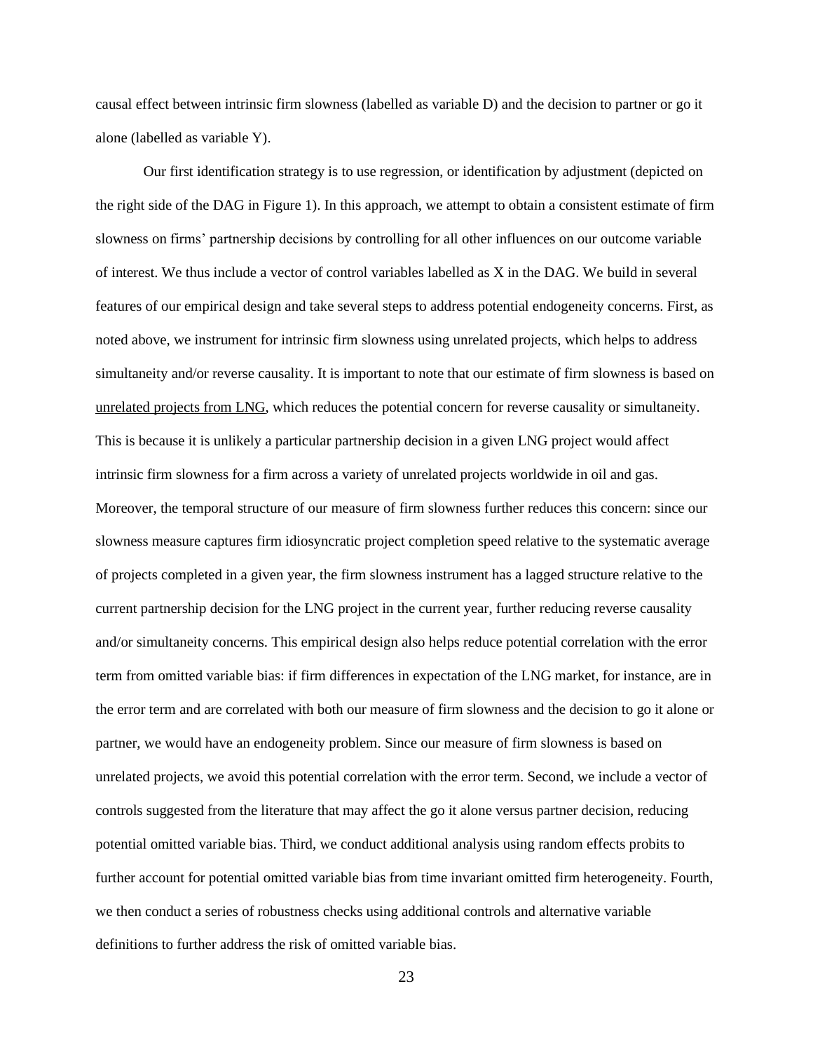causal effect between intrinsic firm slowness (labelled as variable D) and the decision to partner or go it alone (labelled as variable Y).

Our first identification strategy is to use regression, or identification by adjustment (depicted on the right side of the DAG in Figure 1). In this approach, we attempt to obtain a consistent estimate of firm slowness on firms' partnership decisions by controlling for all other influences on our outcome variable of interest. We thus include a vector of control variables labelled as X in the DAG. We build in several features of our empirical design and take several steps to address potential endogeneity concerns. First, as noted above, we instrument for intrinsic firm slowness using unrelated projects, which helps to address simultaneity and/or reverse causality. It is important to note that our estimate of firm slowness is based on <u>unrelated projects from LNG</u>, which reduces the potential concern for reverse causality or simultaneity. This is because it is unlikely a particular partnership decision in a given LNG project would affect intrinsic firm slowness for a firm across a variety of unrelated projects worldwide in oil and gas. Moreover, the temporal structure of our measure of firm slowness further reduces this concern: since our slowness measure captures firm idiosyncratic project completion speed relative to the systematic average of projects completed in a given year, the firm slowness instrument has a lagged structure relative to the current partnership decision for the LNG project in the current year, further reducing reverse causality and/or simultaneity concerns. This empirical design also helps reduce potential correlation with the error term from omitted variable bias: if firm differences in expectation of the LNG market, for instance, are in the error term and are correlated with both our measure of firm slowness and the decision to go it alone or partner, we would have an endogeneity problem. Since our measure of firm slowness is based on unrelated projects, we avoid this potential correlation with the error term. Second, we include a vector of controls suggested from the literature that may affect the go it alone versus partner decision, reducing potential omitted variable bias. Third, we conduct additional analysis using random effects probits to further account for potential omitted variable bias from time invariant omitted firm heterogeneity. Fourth, we then conduct a series of robustness checks using additional controls and alternative variable definitions to further address the risk of omitted variable bias.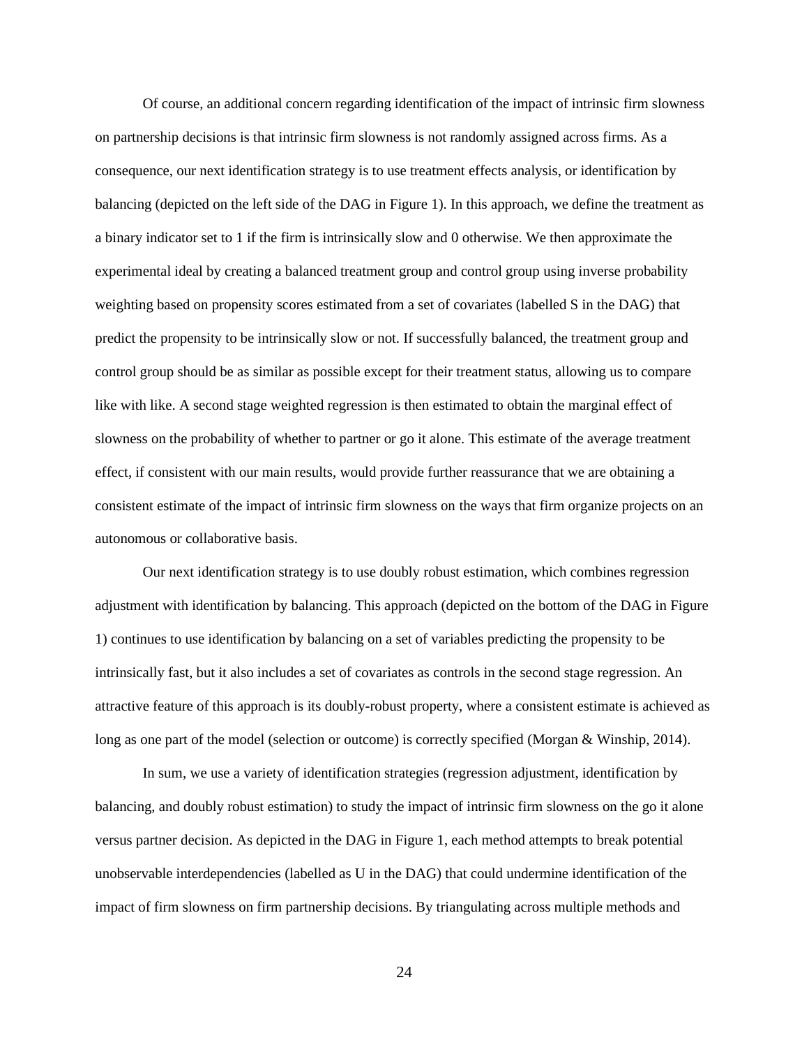Of course, an additional concern regarding identification of the impact of intrinsic firm slowness on partnership decisions is that intrinsic firm slowness is not randomly assigned across firms. As a consequence, our next identification strategy is to use treatment effects analysis, or identification by balancing (depicted on the left side of the DAG in Figure 1). In this approach, we define the treatment as a binary indicator set to 1 if the firm is intrinsically slow and 0 otherwise. We then approximate the experimental ideal by creating a balanced treatment group and control group using inverse probability weighting based on propensity scores estimated from a set of covariates (labelled S in the DAG) that predict the propensity to be intrinsically slow or not. If successfully balanced, the treatment group and control group should be as similar as possible except for their treatment status, allowing us to compare like with like. A second stage weighted regression is then estimated to obtain the marginal effect of slowness on the probability of whether to partner or go it alone. This estimate of the average treatment effect, if consistent with our main results, would provide further reassurance that we are obtaining a consistent estimate of the impact of intrinsic firm slowness on the ways that firm organize projects on an autonomous or collaborative basis.

Our next identification strategy is to use doubly robust estimation, which combines regression adjustment with identification by balancing. This approach (depicted on the bottom of the DAG in Figure 1) continues to use identification by balancing on a set of variables predicting the propensity to be intrinsically fast, but it also includes a set of covariates as controls in the second stage regression. An attractive feature of this approach is its doubly-robust property, where a consistent estimate is achieved as long as one part of the model (selection or outcome) is correctly specified (Morgan & Winship, 2014).

In sum, we use a variety of identification strategies (regression adjustment, identification by balancing, and doubly robust estimation) to study the impact of intrinsic firm slowness on the go it alone versus partner decision. As depicted in the DAG in Figure 1, each method attempts to break potential unobservable interdependencies (labelled as U in the DAG) that could undermine identification of the impact of firm slowness on firm partnership decisions. By triangulating across multiple methods and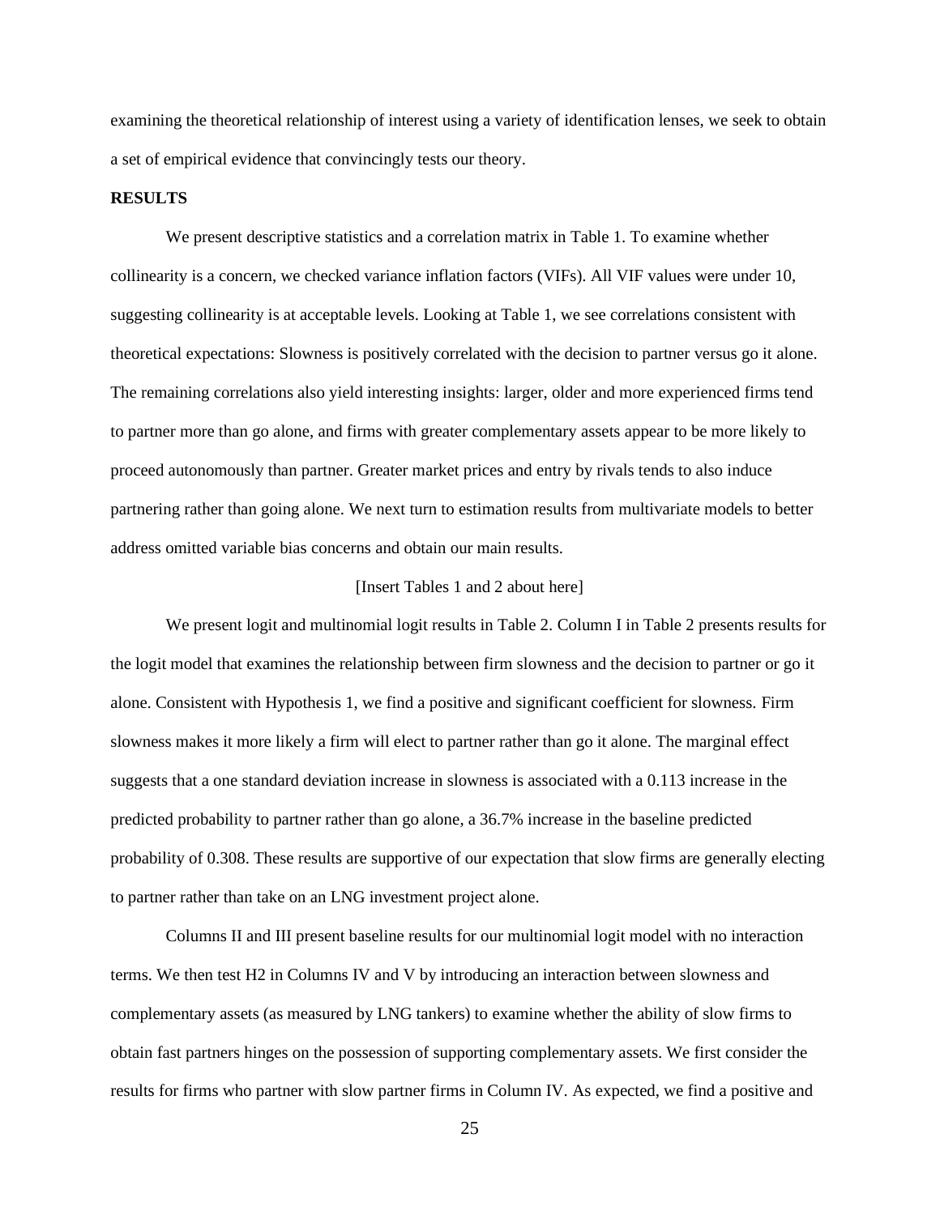examining the theoretical relationship of interest using a variety of identification lenses, we seek to obtain a set of empirical evidence that convincingly tests our theory.

**RESULTS**

We present descriptive statistics and a correlation matrix in Table 1. To examine whether collinearity is a concern, we checked variance inflation factors (VIFs). All VIF values were under 10, suggesting collinearity is at acceptable levels. Looking at Table 1, we see correlations consistent with theoretical expectations: Slowness is positively correlated with the decision to partner versus go it alone. The remaining correlations also yield interesting insights: larger, older and more experienced firms tend to partner more than go alone, and firms with greater complementary assets appear to be more likely to proceed autonomously than partner. Greater market prices and entry by rivals tends to also induce partnering rather than going alone. We next turn to estimation results from multivariate models to better address omitted variable bias concerns and obtain our main results.

[Insert Tables 1 and 2 about here]

We present logit and multinomial logit results in Table 2. Column I in Table 2 presents results for the logit model that examines the relationship between firm slowness and the decision to partner or go it alone. Consistent with Hypothesis 1, we find a positive and significant coefficient for slowness. Firm slowness makes it more likely a firm will elect to partner rather than go it alone. The marginal effect suggests that a one standard deviation increase in slowness is associated with a 0.113 increase in the predicted probability to partner rather than go alone, a 36.7% increase in the baseline predicted probability of 0.308. These results are supportive of our expectation that slow firms are generally electing to partner rather than take on an LNG investment project alone.

Columns II and III present baseline results for our multinomial logit model with no interaction terms. We then test H2 in Columns IV and V by introducing an interaction between slowness and complementary assets (as measured by LNG tankers) to examine whether the ability of slow firms to obtain fast partners hinges on the possession of supporting complementary assets. We first consider the results for firms who partner with slow partner firms in Column IV. As expected, we find a positive and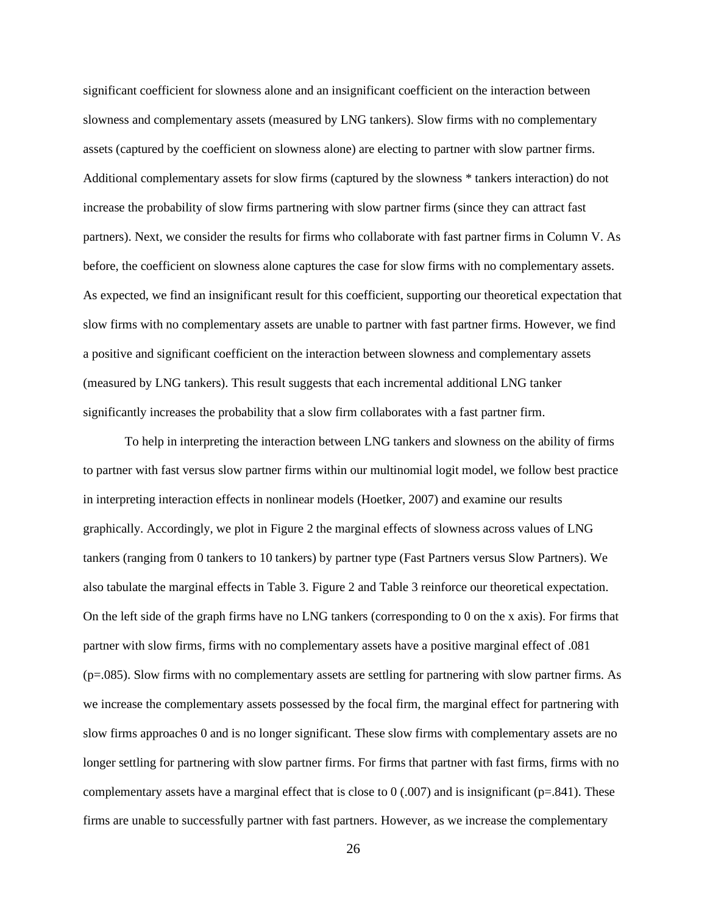significant coefficient for slowness alone and an insignificant coefficient on the interaction between slowness and complementary assets (measured by LNG tankers). Slow firms with no complementary assets (captured by the coefficient on slowness alone) are electing to partner with slow partner firms. Additional complementary assets for slow firms (captured by the slowness * tankers interaction) do not increase the probability of slow firms partnering with slow partner firms (since they can attract fast partners). Next, we consider the results for firms who collaborate with fast partner firms in Column V. As before, the coefficient on slowness alone captures the case for slow firms with no complementary assets. As expected, we find an insignificant result for this coefficient, supporting our theoretical expectation that slow firms with no complementary assets are unable to partner with fast partner firms. However, we find a positive and significant coefficient on the interaction between slowness and complementary assets (measured by LNG tankers). This result suggests that each incremental additional LNG tanker significantly increases the probability that a slow firm collaborates with a fast partner firm.

To help in interpreting the interaction between LNG tankers and slowness on the ability of firms to partner with fast versus slow partner firms within our multinomial logit model, we follow best practice in interpreting interaction effects in nonlinear models (Hoetker, 2007) and examine our results graphically. Accordingly, we plot in Figure 2 the marginal effects of slowness across values of LNG tankers (ranging from 0 tankers to 10 tankers) by partner type (Fast Partners versus Slow Partners). We also tabulate the marginal effects in Table 3. Figure 2 and Table 3 reinforce our theoretical expectation. On the left side of the graph firms have no LNG tankers (corresponding to 0 on the x axis). For firms that partner with slow firms, firms with no complementary assets have a positive marginal effect of .081 ($p=.085$). Slow firms with no complementary assets are settling for partnering with slow partner firms. As we increase the complementary assets possessed by the focal firm, the marginal effect for partnering with slow firms approaches 0 and is no longer significant. These slow firms with complementary assets are no longer settling for partnering with slow partner firms. For firms that partner with fast firms, firms with no complementary assets have a marginal effect that is close to 0 (.007) and is insignificant ($p=.841$). These firms are unable to successfully partner with fast partners. However, as we increase the complementary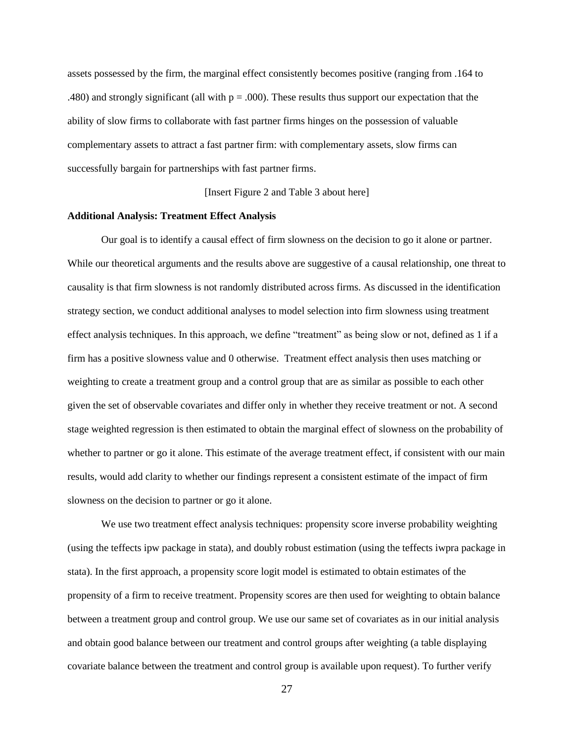assets possessed by the firm, the marginal effect consistently becomes positive (ranging from .164 to .480) and strongly significant (all with $p = .000$). These results thus support our expectation that the ability of slow firms to collaborate with fast partner firms hinges on the possession of valuable complementary assets to attract a fast partner firm: with complementary assets, slow firms can successfully bargain for partnerships with fast partner firms.

[Insert Figure 2 and Table 3 about here]

**Additional Analysis: Treatment Effect Analysis**

Our goal is to identify a causal effect of firm slowness on the decision to go it alone or partner. While our theoretical arguments and the results above are suggestive of a causal relationship, one threat to causality is that firm slowness is not randomly distributed across firms. As discussed in the identification strategy section, we conduct additional analyses to model selection into firm slowness using treatment effect analysis techniques. In this approach, we define "treatment" as being slow or not, defined as 1 if a firm has a positive slowness value and 0 otherwise. Treatment effect analysis then uses matching or weighting to create a treatment group and a control group that are as similar as possible to each other given the set of observable covariates and differ only in whether they receive treatment or not. A second stage weighted regression is then estimated to obtain the marginal effect of slowness on the probability of whether to partner or go it alone. This estimate of the average treatment effect, if consistent with our main results, would add clarity to whether our findings represent a consistent estimate of the impact of firm slowness on the decision to partner or go it alone.

We use two treatment effect analysis techniques: propensity score inverse probability weighting (using the teffects ipw package in stata), and doubly robust estimation (using the teffects iwpra package in stata). In the first approach, a propensity score logit model is estimated to obtain estimates of the propensity of a firm to receive treatment. Propensity scores are then used for weighting to obtain balance between a treatment group and control group. We use our same set of covariates as in our initial analysis and obtain good balance between our treatment and control groups after weighting (a table displaying covariate balance between the treatment and control group is available upon request). To further verify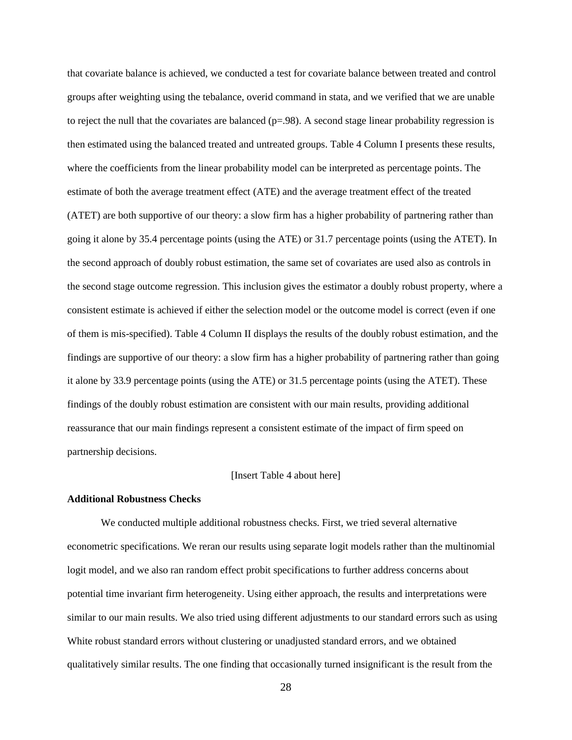that covariate balance is achieved, we conducted a test for covariate balance between treated and control groups after weighting using the tebalance, overid command in stata, and we verified that we are unable to reject the null that the covariates are balanced (p=.98). A second stage linear probability regression is then estimated using the balanced treated and untreated groups. Table 4 Column I presents these results, where the coefficients from the linear probability model can be interpreted as percentage points. The estimate of both the average treatment effect (ATE) and the average treatment effect of the treated (ATET) are both supportive of our theory: a slow firm has a higher probability of partnering rather than going it alone by 35.4 percentage points (using the ATE) or 31.7 percentage points (using the ATET). In the second approach of doubly robust estimation, the same set of covariates are used also as controls in the second stage outcome regression. This inclusion gives the estimator a doubly robust property, where a consistent estimate is achieved if either the selection model or the outcome model is correct (even if one of them is mis-specified). Table 4 Column II displays the results of the doubly robust estimation, and the findings are supportive of our theory: a slow firm has a higher probability of partnering rather than going it alone by 33.9 percentage points (using the ATE) or 31.5 percentage points (using the ATET). These findings of the doubly robust estimation are consistent with our main results, providing additional reassurance that our main findings represent a consistent estimate of the impact of firm speed on partnership decisions.

[Insert Table 4 about here]

**Additional Robustness Checks**

We conducted multiple additional robustness checks. First, we tried several alternative econometric specifications. We reran our results using separate logit models rather than the multinomial logit model, and we also ran random effect probit specifications to further address concerns about potential time invariant firm heterogeneity. Using either approach, the results and interpretations were similar to our main results. We also tried using different adjustments to our standard errors such as using White robust standard errors without clustering or unadjusted standard errors, and we obtained qualitatively similar results. The one finding that occasionally turned insignificant is the result from the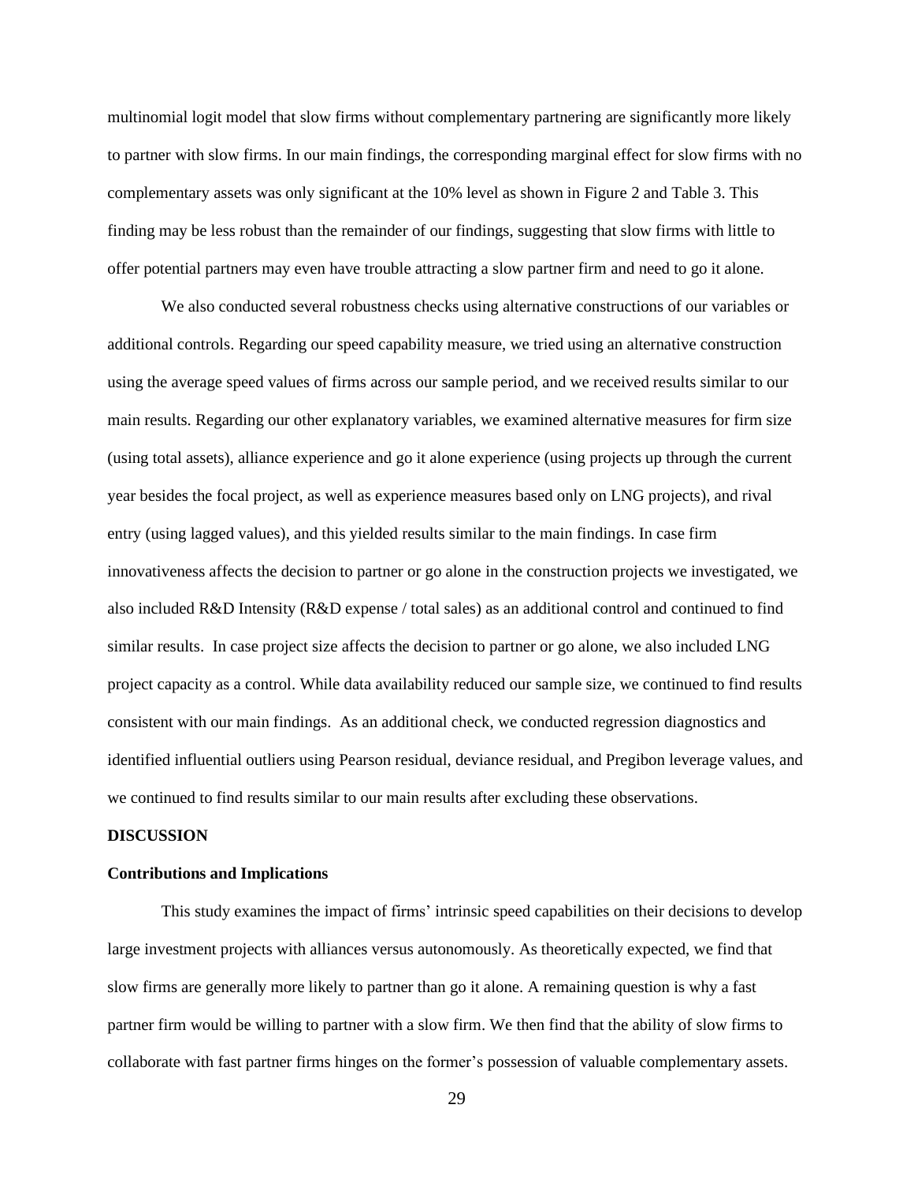multinomial logit model that slow firms without complementary partnering are significantly more likely to partner with slow firms. In our main findings, the corresponding marginal effect for slow firms with no complementary assets was only significant at the 10% level as shown in Figure 2 and Table 3. This finding may be less robust than the remainder of our findings, suggesting that slow firms with little to offer potential partners may even have trouble attracting a slow partner firm and need to go it alone.

We also conducted several robustness checks using alternative constructions of our variables or additional controls. Regarding our speed capability measure, we tried using an alternative construction using the average speed values of firms across our sample period, and we received results similar to our main results. Regarding our other explanatory variables, we examined alternative measures for firm size (using total assets), alliance experience and go it alone experience (using projects up through the current year besides the focal project, as well as experience measures based only on LNG projects), and rival entry (using lagged values), and this yielded results similar to the main findings. In case firm innovativeness affects the decision to partner or go alone in the construction projects we investigated, we also included R&D Intensity (R&D expense / total sales) as an additional control and continued to find similar results. In case project size affects the decision to partner or go alone, we also included LNG project capacity as a control. While data availability reduced our sample size, we continued to find results consistent with our main findings. As an additional check, we conducted regression diagnostics and identified influential outliers using Pearson residual, deviance residual, and Pregibon leverage values, and we continued to find results similar to our main results after excluding these observations.

## DISCUSSION

### Contributions and Implications

This study examines the impact of firms' intrinsic speed capabilities on their decisions to develop large investment projects with alliances versus autonomously. As theoretically expected, we find that slow firms are generally more likely to partner than go it alone. A remaining question is why a fast partner firm would be willing to partner with a slow firm. We then find that the ability of slow firms to collaborate with fast partner firms hinges on the former's possession of valuable complementary assets.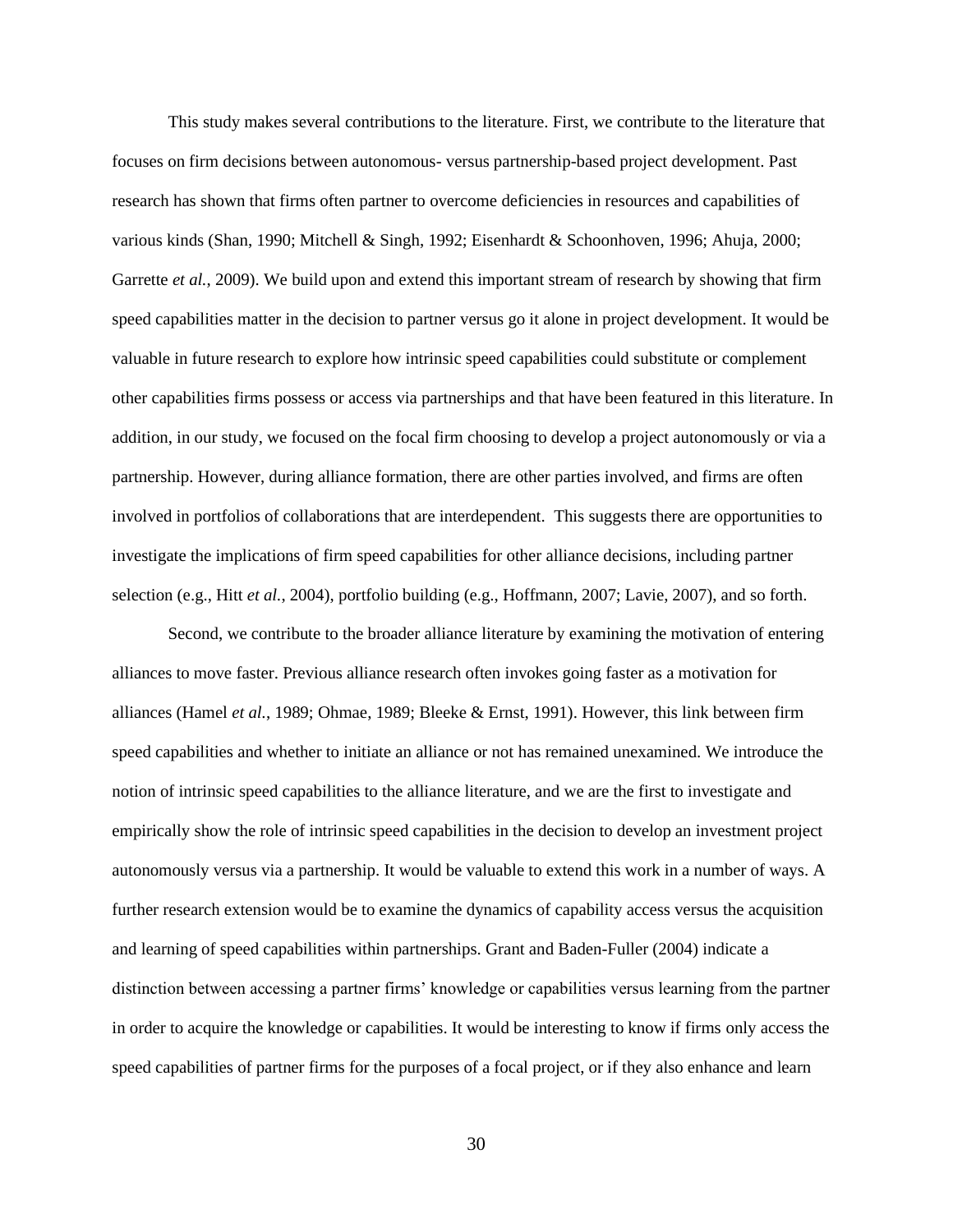This study makes several contributions to the literature. First, we contribute to the literature that focuses on firm decisions between autonomous- versus partnership-based project development. Past research has shown that firms often partner to overcome deficiencies in resources and capabilities of various kinds (Shan, 1990; Mitchell & Singh, 1992; Eisenhardt & Schoonhoven, 1996; Ahuja, 2000; Garrette *et al.*, 2009). We build upon and extend this important stream of research by showing that firm speed capabilities matter in the decision to partner versus go it alone in project development. It would be valuable in future research to explore how intrinsic speed capabilities could substitute or complement other capabilities firms possess or access via partnerships and that have been featured in this literature. In addition, in our study, we focused on the focal firm choosing to develop a project autonomously or via a partnership. However, during alliance formation, there are other parties involved, and firms are often involved in portfolios of collaborations that are interdependent. This suggests there are opportunities to investigate the implications of firm speed capabilities for other alliance decisions, including partner selection (e.g., Hitt *et al.*, 2004), portfolio building (e.g., Hoffmann, 2007; Lavie, 2007), and so forth.

Second, we contribute to the broader alliance literature by examining the motivation of entering alliances to move faster. Previous alliance research often invokes going faster as a motivation for alliances (Hamel *et al.*, 1989; Ohmae, 1989; Bleeke & Ernst, 1991). However, this link between firm speed capabilities and whether to initiate an alliance or not has remained unexamined. We introduce the notion of intrinsic speed capabilities to the alliance literature, and we are the first to investigate and empirically show the role of intrinsic speed capabilities in the decision to develop an investment project autonomously versus via a partnership. It would be valuable to extend this work in a number of ways. A further research extension would be to examine the dynamics of capability access versus the acquisition and learning of speed capabilities within partnerships. Grant and Baden-Fuller (2004) indicate a distinction between accessing a partner firms' knowledge or capabilities versus learning from the partner in order to acquire the knowledge or capabilities. It would be interesting to know if firms only access the speed capabilities of partner firms for the purposes of a focal project, or if they also enhance and learn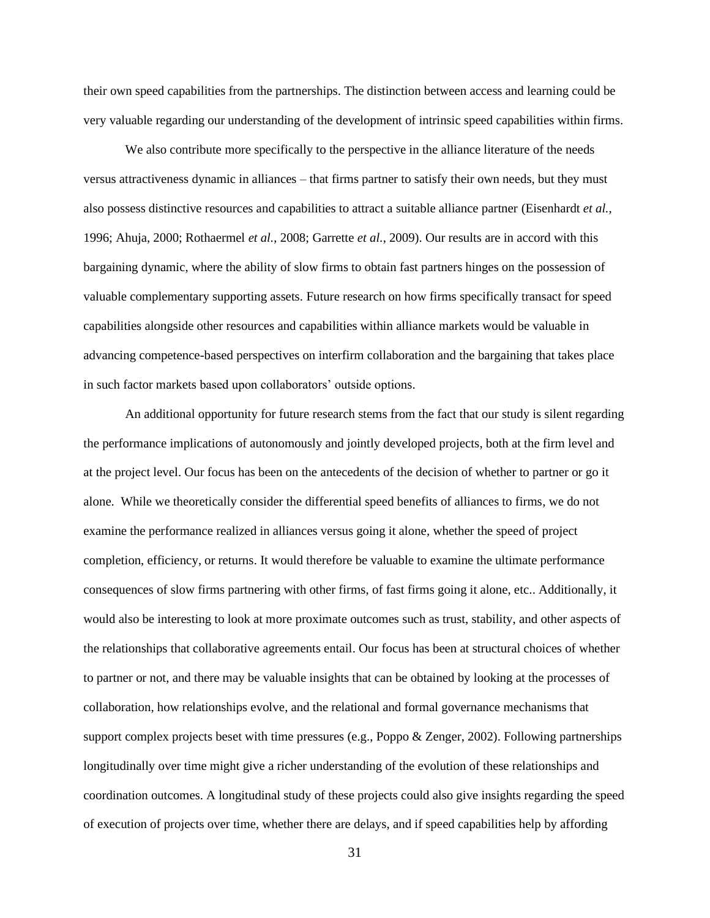their own speed capabilities from the partnerships. The distinction between access and learning could be very valuable regarding our understanding of the development of intrinsic speed capabilities within firms.

We also contribute more specifically to the perspective in the alliance literature of the needs versus attractiveness dynamic in alliances – that firms partner to satisfy their own needs, but they must also possess distinctive resources and capabilities to attract a suitable alliance partner (Eisenhardt *et al.*, 1996; Ahuja, 2000; Rothaermel *et al.*, 2008; Garrette *et al.*, 2009). Our results are in accord with this bargaining dynamic, where the ability of slow firms to obtain fast partners hinges on the possession of valuable complementary supporting assets. Future research on how firms specifically transact for speed capabilities alongside other resources and capabilities within alliance markets would be valuable in advancing competence-based perspectives on interfirm collaboration and the bargaining that takes place in such factor markets based upon collaborators' outside options.

An additional opportunity for future research stems from the fact that our study is silent regarding the performance implications of autonomously and jointly developed projects, both at the firm level and at the project level. Our focus has been on the antecedents of the decision of whether to partner or go it alone. While we theoretically consider the differential speed benefits of alliances to firms, we do not examine the performance realized in alliances versus going it alone, whether the speed of project completion, efficiency, or returns. It would therefore be valuable to examine the ultimate performance consequences of slow firms partnering with other firms, of fast firms going it alone, etc.. Additionally, it would also be interesting to look at more proximate outcomes such as trust, stability, and other aspects of the relationships that collaborative agreements entail. Our focus has been at structural choices of whether to partner or not, and there may be valuable insights that can be obtained by looking at the processes of collaboration, how relationships evolve, and the relational and formal governance mechanisms that support complex projects beset with time pressures (e.g., Poppo & Zenger, 2002). Following partnerships longitudinally over time might give a richer understanding of the evolution of these relationships and coordination outcomes. A longitudinal study of these projects could also give insights regarding the speed of execution of projects over time, whether there are delays, and if speed capabilities help by affording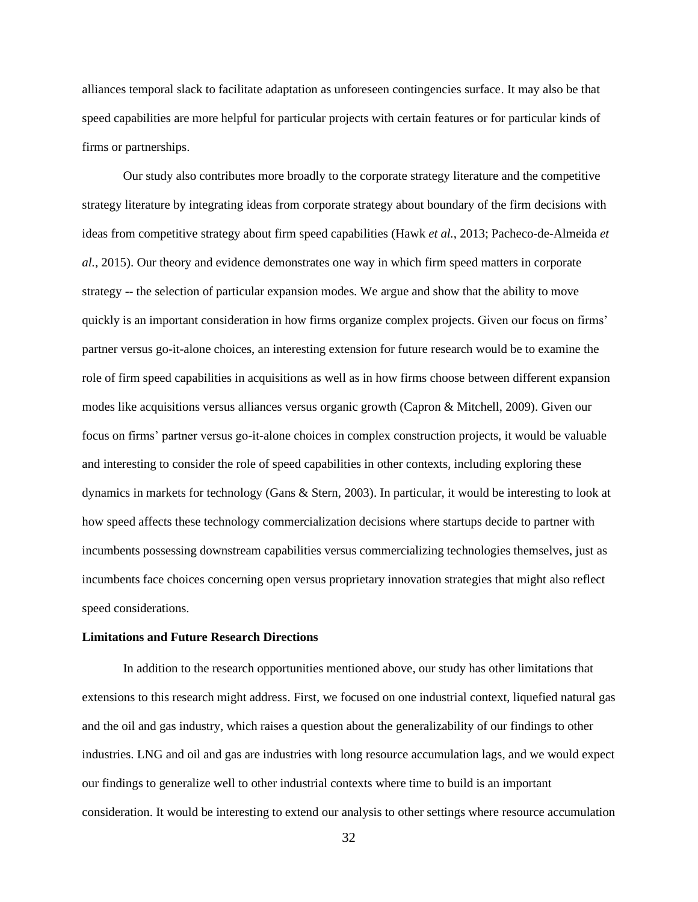alliances temporal slack to facilitate adaptation as unforeseen contingencies surface. It may also be that speed capabilities are more helpful for particular projects with certain features or for particular kinds of firms or partnerships.

Our study also contributes more broadly to the corporate strategy literature and the competitive strategy literature by integrating ideas from corporate strategy about boundary of the firm decisions with ideas from competitive strategy about firm speed capabilities (Hawk *et al.*, 2013; Pacheco-de-Almeida *et al.*, 2015). Our theory and evidence demonstrates one way in which firm speed matters in corporate strategy -- the selection of particular expansion modes. We argue and show that the ability to move quickly is an important consideration in how firms organize complex projects. Given our focus on firms' partner versus go-it-alone choices, an interesting extension for future research would be to examine the role of firm speed capabilities in acquisitions as well as in how firms choose between different expansion modes like acquisitions versus alliances versus organic growth (Capron & Mitchell, 2009). Given our focus on firms' partner versus go-it-alone choices in complex construction projects, it would be valuable and interesting to consider the role of speed capabilities in other contexts, including exploring these dynamics in markets for technology (Gans & Stern, 2003). In particular, it would be interesting to look at how speed affects these technology commercialization decisions where startups decide to partner with incumbents possessing downstream capabilities versus commercializing technologies themselves, just as incumbents face choices concerning open versus proprietary innovation strategies that might also reflect speed considerations.

**Limitations and Future Research Directions**

In addition to the research opportunities mentioned above, our study has other limitations that extensions to this research might address. First, we focused on one industrial context, liquefied natural gas and the oil and gas industry, which raises a question about the generalizability of our findings to other industries. LNG and oil and gas are industries with long resource accumulation lags, and we would expect our findings to generalize well to other industrial contexts where time to build is an important consideration. It would be interesting to extend our analysis to other settings where resource accumulation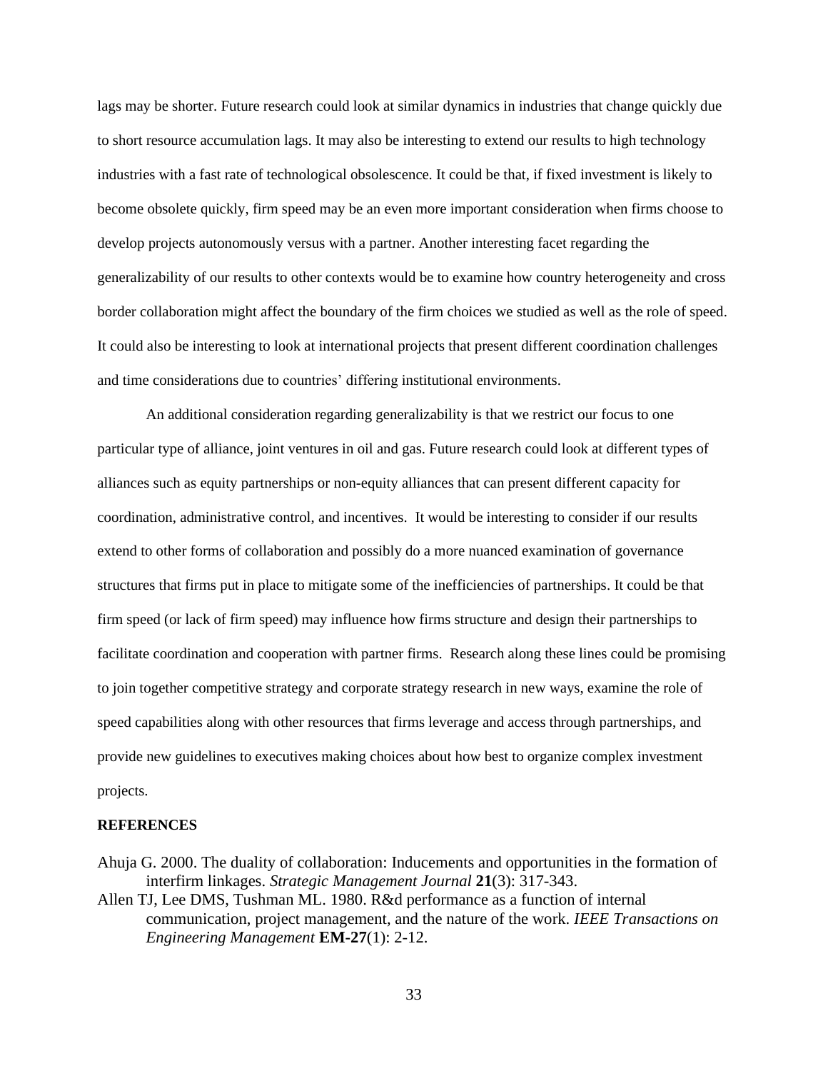lags may be shorter. Future research could look at similar dynamics in industries that change quickly due to short resource accumulation lags. It may also be interesting to extend our results to high technology industries with a fast rate of technological obsolescence. It could be that, if fixed investment is likely to become obsolete quickly, firm speed may be an even more important consideration when firms choose to develop projects autonomously versus with a partner. Another interesting facet regarding the generalizability of our results to other contexts would be to examine how country heterogeneity and cross border collaboration might affect the boundary of the firm choices we studied as well as the role of speed. It could also be interesting to look at international projects that present different coordination challenges and time considerations due to countries' differing institutional environments.

An additional consideration regarding generalizability is that we restrict our focus to one particular type of alliance, joint ventures in oil and gas. Future research could look at different types of alliances such as equity partnerships or non-equity alliances that can present different capacity for coordination, administrative control, and incentives. It would be interesting to consider if our results extend to other forms of collaboration and possibly do a more nuanced examination of governance structures that firms put in place to mitigate some of the inefficiencies of partnerships. It could be that firm speed (or lack of firm speed) may influence how firms structure and design their partnerships to facilitate coordination and cooperation with partner firms. Research along these lines could be promising to join together competitive strategy and corporate strategy research in new ways, examine the role of speed capabilities along with other resources that firms leverage and access through partnerships, and provide new guidelines to executives making choices about how best to organize complex investment projects.

## REFERENCES

Ahuja G. 2000. The duality of collaboration: Inducements and opportunities in the formation of interfirm linkages. *Strategic Management Journal* **21**(3): 317-343.

Allen TJ, Lee DMS, Tushman ML. 1980. R&d performance as a function of internal communication, project management, and the nature of the work. *IEEE Transactions on Engineering Management* **EM-27**(1): 2-12.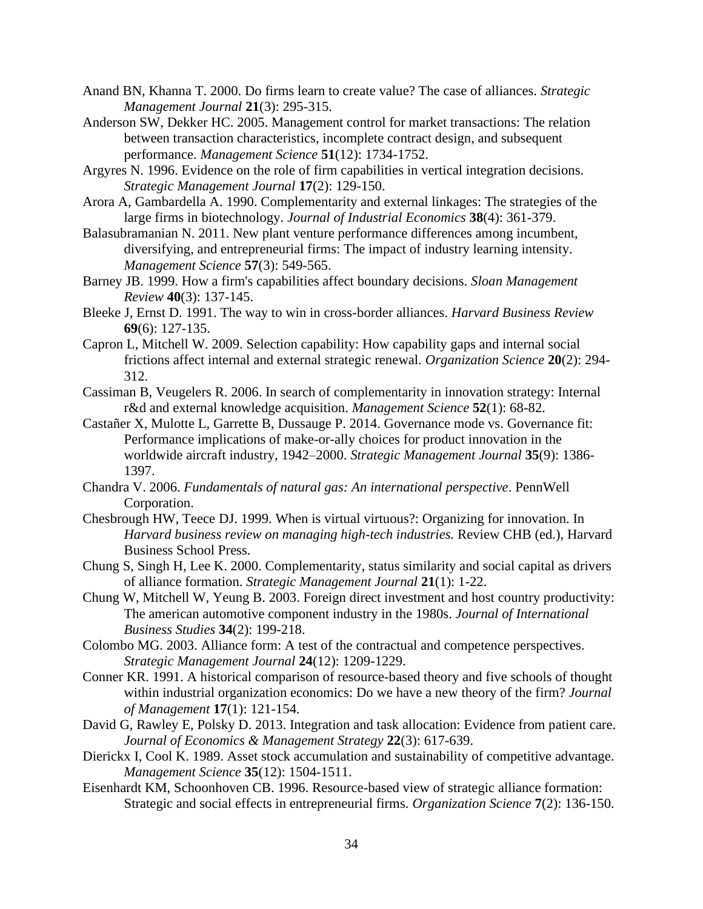Anand BN, Khanna T. 2000. Do firms learn to create value? The case of alliances. *Strategic Management Journal* **21**(3): 295-315.

Anderson SW, Dekker HC. 2005. Management control for market transactions: The relation between transaction characteristics, incomplete contract design, and subsequent performance. *Management Science* **51**(12): 1734-1752.

Argyres N. 1996. Evidence on the role of firm capabilities in vertical integration decisions. *Strategic Management Journal* **17**(2): 129-150.

Arora A, Gambardella A. 1990. Complementarity and external linkages: The strategies of the large firms in biotechnology. *Journal of Industrial Economics* **38**(4): 361-379.

Balasubramanian N. 2011. New plant venture performance differences among incumbent, diversifying, and entrepreneurial firms: The impact of industry learning intensity. *Management Science* **57**(3): 549-565.

Barney JB. 1999. How a firm's capabilities affect boundary decisions. *Sloan Management Review* **40**(3): 137-145.

Bleeke J, Ernst D. 1991. The way to win in cross-border alliances. *Harvard Business Review* **69**(6): 127-135.

Capron L, Mitchell W. 2009. Selection capability: How capability gaps and internal social frictions affect internal and external strategic renewal. *Organization Science* **20**(2): 294-312.

Cassiman B, Veugelers R. 2006. In search of complementarity in innovation strategy: Internal r&d and external knowledge acquisition. *Management Science* **52**(1): 68-82.

Castañer X, Mulotte L, Garrette B, Dussauge P. 2014. Governance mode vs. Governance fit: Performance implications of make-or-ally choices for product innovation in the worldwide aircraft industry, 1942–2000. *Strategic Management Journal* **35**(9): 1386-1397.

Chandra V. 2006. *Fundamentals of natural gas: An international perspective*. PennWell Corporation.

Chesbrough HW, Teece DJ. 1999. When is virtual virtuous?: Organizing for innovation. In *Harvard business review on managing high-tech industries.* Review CHB (ed.), Harvard Business School Press.

Chung S, Singh H, Lee K. 2000. Complementarity, status similarity and social capital as drivers of alliance formation. *Strategic Management Journal* **21**(1): 1-22.

Chung W, Mitchell W, Yeung B. 2003. Foreign direct investment and host country productivity: The american automotive component industry in the 1980s. *Journal of International Business Studies* **34**(2): 199-218.

Colombo MG. 2003. Alliance form: A test of the contractual and competence perspectives. *Strategic Management Journal* **24**(12): 1209-1229.

Conner KR. 1991. A historical comparison of resource-based theory and five schools of thought within industrial organization economics: Do we have a new theory of the firm? *Journal of Management* **17**(1): 121-154.

David G, Rawley E, Polsky D. 2013. Integration and task allocation: Evidence from patient care. *Journal of Economics & Management Strategy* **22**(3): 617-639.

Dierickx I, Cool K. 1989. Asset stock accumulation and sustainability of competitive advantage. *Management Science* **35**(12): 1504-1511.

Eisenhardt KM, Schoonhoven CB. 1996. Resource-based view of strategic alliance formation: Strategic and social effects in entrepreneurial firms. *Organization Science* **7**(2): 136-150.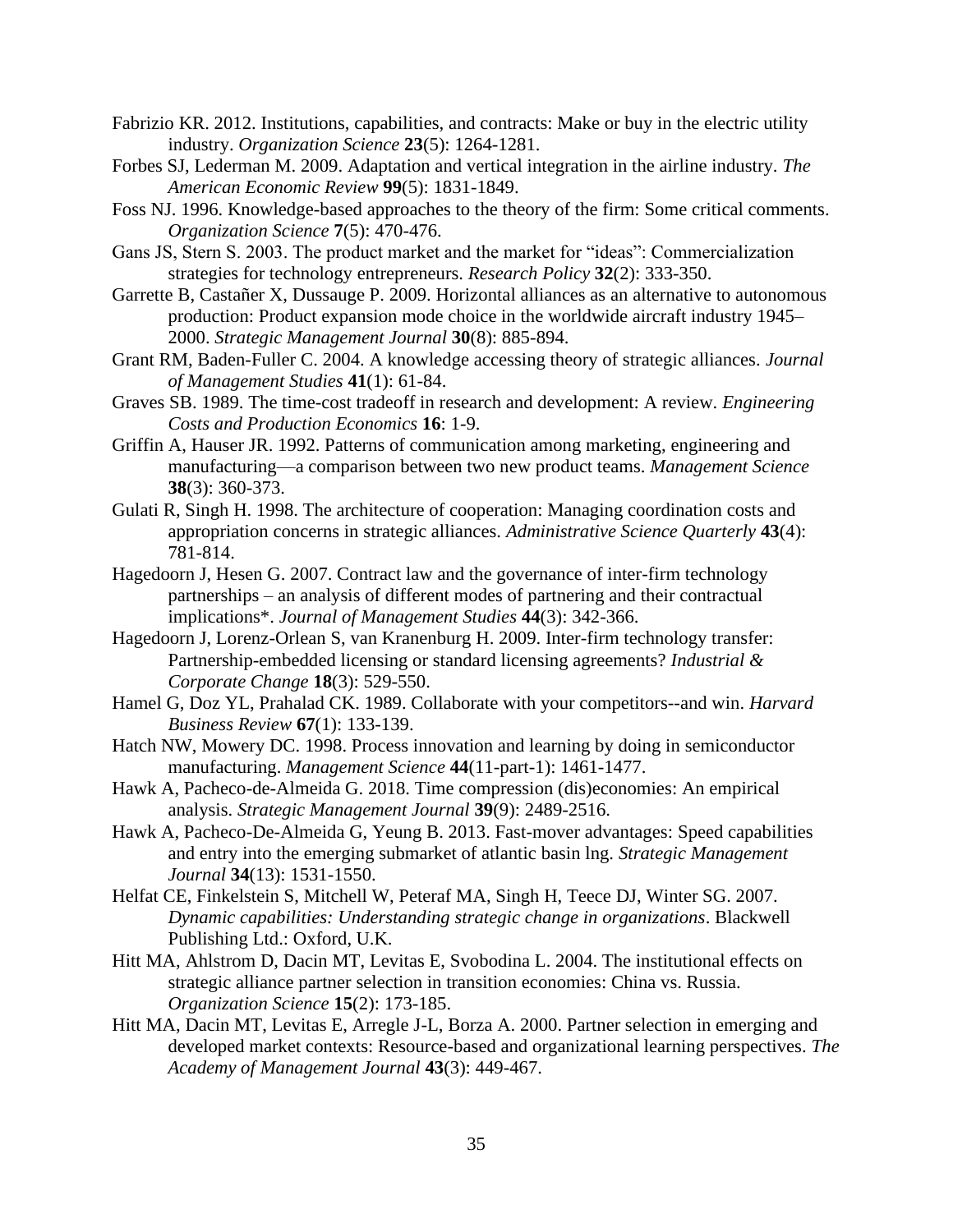Fabrizio KR. 2012. Institutions, capabilities, and contracts: Make or buy in the electric utility industry. *Organization Science* **23**(5): 1264-1281.

Forbes SJ, Lederman M. 2009. Adaptation and vertical integration in the airline industry. *The American Economic Review* **99**(5): 1831-1849.

Foss NJ. 1996. Knowledge-based approaches to the theory of the firm: Some critical comments. *Organization Science* **7**(5): 470-476.

Gans JS, Stern S. 2003. The product market and the market for "ideas": Commercialization strategies for technology entrepreneurs. *Research Policy* **32**(2): 333-350.

Garrette B, Castañer X, Dussauge P. 2009. Horizontal alliances as an alternative to autonomous production: Product expansion mode choice in the worldwide aircraft industry 1945–2000. *Strategic Management Journal* **30**(8): 885-894.

Grant RM, Baden-Fuller C. 2004. A knowledge accessing theory of strategic alliances. *Journal of Management Studies* **41**(1): 61-84.

Graves SB. 1989. The time-cost tradeoff in research and development: A review. *Engineering Costs and Production Economics* **16**: 1-9.

Griffin A, Hauser JR. 1992. Patterns of communication among marketing, engineering and manufacturing—a comparison between two new product teams. *Management Science* **38**(3): 360-373.

Gulati R, Singh H. 1998. The architecture of cooperation: Managing coordination costs and appropriation concerns in strategic alliances. *Administrative Science Quarterly* **43**(4): 781-814.

Hagedoorn J, Hesen G. 2007. Contract law and the governance of inter-firm technology partnerships – an analysis of different modes of partnering and their contractual implications*. *Journal of Management Studies* **44**(3): 342-366.

Hagedoorn J, Lorenz-Orlean S, van Kranenburg H. 2009. Inter-firm technology transfer: Partnership-embedded licensing or standard licensing agreements? *Industrial & Corporate Change* **18**(3): 529-550.

Hamel G, Doz YL, Prahalad CK. 1989. Collaborate with your competitors--and win. *Harvard Business Review* **67**(1): 133-139.

Hatch NW, Mowery DC. 1998. Process innovation and learning by doing in semiconductor manufacturing. *Management Science* **44**(11-part-1): 1461-1477.

Hawk A, Pacheco-de-Almeida G. 2018. Time compression (dis)economies: An empirical analysis. *Strategic Management Journal* **39**(9): 2489-2516.

Hawk A, Pacheco-De-Almeida G, Yeung B. 2013. Fast-mover advantages: Speed capabilities and entry into the emerging submarket of atlantic basin lng. *Strategic Management Journal* **34**(13): 1531-1550.

Helfat CE, Finkelstein S, Mitchell W, Peteraf MA, Singh H, Teece DJ, Winter SG. 2007. *Dynamic capabilities: Understanding strategic change in organizations*. Blackwell Publishing Ltd.: Oxford, U.K.

Hitt MA, Ahlstrom D, Dacin MT, Levitas E, Svobodina L. 2004. The institutional effects on strategic alliance partner selection in transition economies: China vs. Russia. *Organization Science* **15**(2): 173-185.

Hitt MA, Dacin MT, Levitas E, Arregle J-L, Borza A. 2000. Partner selection in emerging and developed market contexts: Resource-based and organizational learning perspectives. *The Academy of Management Journal* **43**(3): 449-467.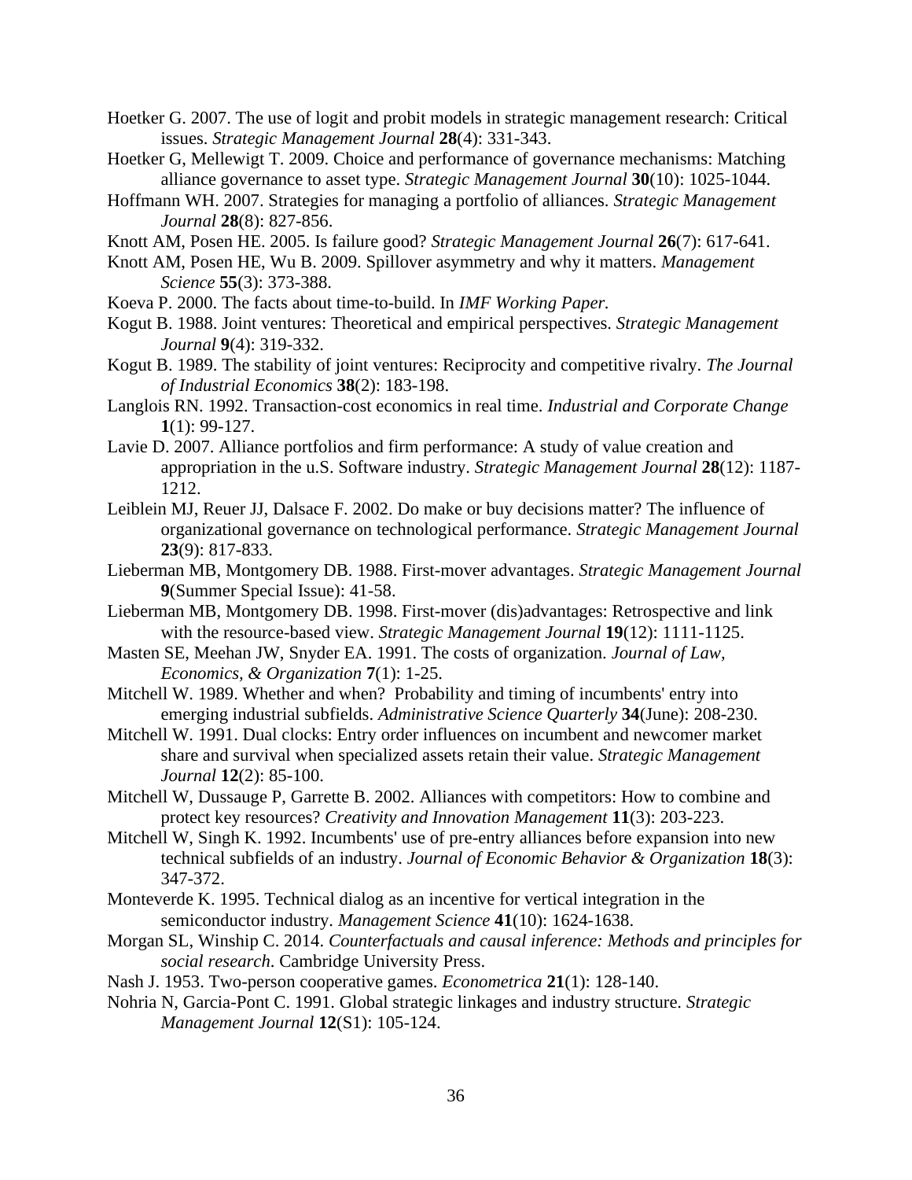Hoetker G. 2007. The use of logit and probit models in strategic management research: Critical issues. *Strategic Management Journal* **28**(4): 331-343.

Hoetker G, Mellewigt T. 2009. Choice and performance of governance mechanisms: Matching alliance governance to asset type. *Strategic Management Journal* **30**(10): 1025-1044.

Hoffmann WH. 2007. Strategies for managing a portfolio of alliances. *Strategic Management Journal* **28**(8): 827-856.

Knott AM, Posen HE. 2005. Is failure good? *Strategic Management Journal* **26**(7): 617-641.

Knott AM, Posen HE, Wu B. 2009. Spillover asymmetry and why it matters. *Management Science* **55**(3): 373-388.

Koeva P. 2000. The facts about time-to-build. In *IMF Working Paper.*

Kogut B. 1988. Joint ventures: Theoretical and empirical perspectives. *Strategic Management Journal* **9**(4): 319-332.

Kogut B. 1989. The stability of joint ventures: Reciprocity and competitive rivalry. *The Journal of Industrial Economics* **38**(2): 183-198.

Langlois RN. 1992. Transaction-cost economics in real time. *Industrial and Corporate Change* **1**(1): 99-127.

Lavie D. 2007. Alliance portfolios and firm performance: A study of value creation and appropriation in the u.S. Software industry. *Strategic Management Journal* **28**(12): 1187-1212.

Leiblein MJ, Reuer JJ, Dalsace F. 2002. Do make or buy decisions matter? The influence of organizational governance on technological performance. *Strategic Management Journal* **23**(9): 817-833.

Lieberman MB, Montgomery DB. 1988. First-mover advantages. *Strategic Management Journal* **9**(Summer Special Issue): 41-58.

Lieberman MB, Montgomery DB. 1998. First-mover (dis)advantages: Retrospective and link with the resource-based view. *Strategic Management Journal* **19**(12): 1111-1125.

Masten SE, Meehan JW, Snyder EA. 1991. The costs of organization. *Journal of Law, Economics, & Organization* **7**(1): 1-25.

Mitchell W. 1989. Whether and when? Probability and timing of incumbents' entry into emerging industrial subfields. *Administrative Science Quarterly* **34**(June): 208-230.

Mitchell W. 1991. Dual clocks: Entry order influences on incumbent and newcomer market share and survival when specialized assets retain their value. *Strategic Management Journal* **12**(2): 85-100.

Mitchell W, Dussauge P, Garrette B. 2002. Alliances with competitors: How to combine and protect key resources? *Creativity and Innovation Management* **11**(3): 203-223.

Mitchell W, Singh K. 1992. Incumbents' use of pre-entry alliances before expansion into new technical subfields of an industry. *Journal of Economic Behavior & Organization* **18**(3): 347-372.

Monteverde K. 1995. Technical dialog as an incentive for vertical integration in the semiconductor industry. *Management Science* **41**(10): 1624-1638.

Morgan SL, Winship C. 2014. *Counterfactuals and causal inference: Methods and principles for social research*. Cambridge University Press.

Nash J. 1953. Two-person cooperative games. *Econometrica* **21**(1): 128-140.

Nohria N, Garcia-Pont C. 1991. Global strategic linkages and industry structure. *Strategic Management Journal* **12**(S1): 105-124.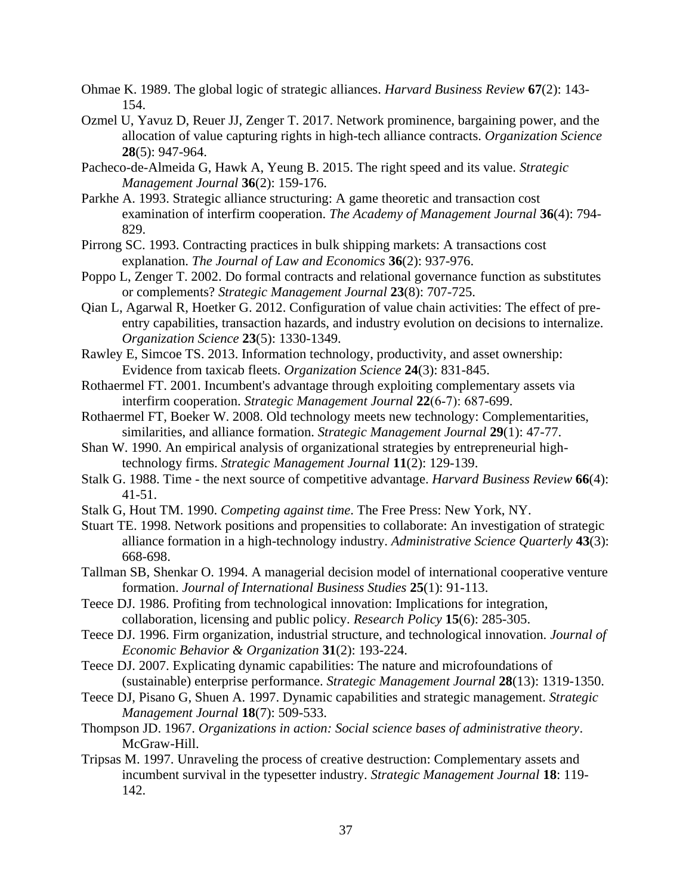Ohmae K. 1989. The global logic of strategic alliances. *Harvard Business Review* **67**(2): 143-154.

Ozmel U, Yavuz D, Reuer JJ, Zenger T. 2017. Network prominence, bargaining power, and the allocation of value capturing rights in high-tech alliance contracts. *Organization Science* **28**(5): 947-964.

Pacheco-de-Almeida G, Hawk A, Yeung B. 2015. The right speed and its value. *Strategic Management Journal* **36**(2): 159-176.

Parkhe A. 1993. Strategic alliance structuring: A game theoretic and transaction cost examination of interfirm cooperation. *The Academy of Management Journal* **36**(4): 794-829.

Pirrong SC. 1993. Contracting practices in bulk shipping markets: A transactions cost explanation. *The Journal of Law and Economics* **36**(2): 937-976.

Poppo L, Zenger T. 2002. Do formal contracts and relational governance function as substitutes or complements? *Strategic Management Journal* **23**(8): 707-725.

Qian L, Agarwal R, Hoetker G. 2012. Configuration of value chain activities: The effect of pre-entry capabilities, transaction hazards, and industry evolution on decisions to internalize. *Organization Science* **23**(5): 1330-1349.

Rawley E, Simcoe TS. 2013. Information technology, productivity, and asset ownership: Evidence from taxicab fleets. *Organization Science* **24**(3): 831-845.

Rothaermel FT. 2001. Incumbent's advantage through exploiting complementary assets via interfirm cooperation. *Strategic Management Journal* **22**(6-7): 687-699.

Rothaermel FT, Boeker W. 2008. Old technology meets new technology: Complementarities, similarities, and alliance formation. *Strategic Management Journal* **29**(1): 47-77.

Shan W. 1990. An empirical analysis of organizational strategies by entrepreneurial high-technology firms. *Strategic Management Journal* **11**(2): 129-139.

Stalk G. 1988. Time - the next source of competitive advantage. *Harvard Business Review* **66**(4): 41-51.

Stalk G, Hout TM. 1990. *Competing against time*. The Free Press: New York, NY.

Stuart TE. 1998. Network positions and propensities to collaborate: An investigation of strategic alliance formation in a high-technology industry. *Administrative Science Quarterly* **43**(3): 668-698.

Tallman SB, Shenkar O. 1994. A managerial decision model of international cooperative venture formation. *Journal of International Business Studies* **25**(1): 91-113.

Teece DJ. 1986. Profiting from technological innovation: Implications for integration, collaboration, licensing and public policy. *Research Policy* **15**(6): 285-305.

Teece DJ. 1996. Firm organization, industrial structure, and technological innovation. *Journal of Economic Behavior & Organization* **31**(2): 193-224.

Teece DJ. 2007. Explicating dynamic capabilities: The nature and microfoundations of (sustainable) enterprise performance. *Strategic Management Journal* **28**(13): 1319-1350.

Teece DJ, Pisano G, Shuen A. 1997. Dynamic capabilities and strategic management. *Strategic Management Journal* **18**(7): 509-533.

Thompson JD. 1967. *Organizations in action: Social science bases of administrative theory*. McGraw-Hill.

Tripsas M. 1997. Unraveling the process of creative destruction: Complementary assets and incumbent survival in the typesetter industry. *Strategic Management Journal* **18**: 119-142.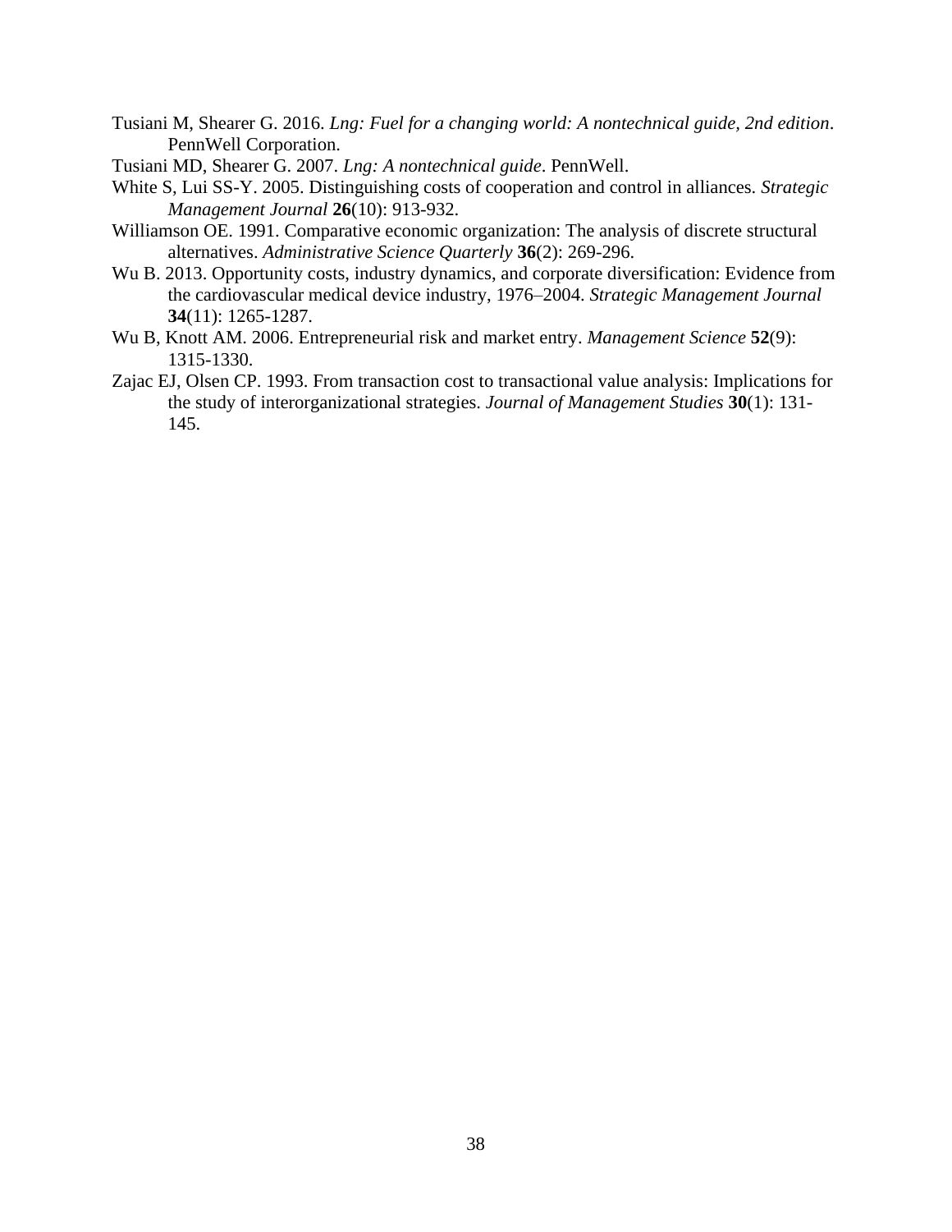Tusiani M, Shearer G. 2016. *Lng: Fuel for a changing world: A nontechnical guide, 2nd edition*. PennWell Corporation.

Tusiani MD, Shearer G. 2007. *Lng: A nontechnical guide*. PennWell.

White S, Lui SS-Y. 2005. Distinguishing costs of cooperation and control in alliances. *Strategic Management Journal* **26**(10): 913-932.

Williamson OE. 1991. Comparative economic organization: The analysis of discrete structural alternatives. *Administrative Science Quarterly* **36**(2): 269-296.

Wu B. 2013. Opportunity costs, industry dynamics, and corporate diversification: Evidence from the cardiovascular medical device industry, 1976–2004. *Strategic Management Journal* **34**(11): 1265-1287.

Wu B, Knott AM. 2006. Entrepreneurial risk and market entry. *Management Science* **52**(9): 1315-1330.

Zajac EJ, Olsen CP. 1993. From transaction cost to transactional value analysis: Implications for the study of interorganizational strategies. *Journal of Management Studies* **30**(1): 131-145.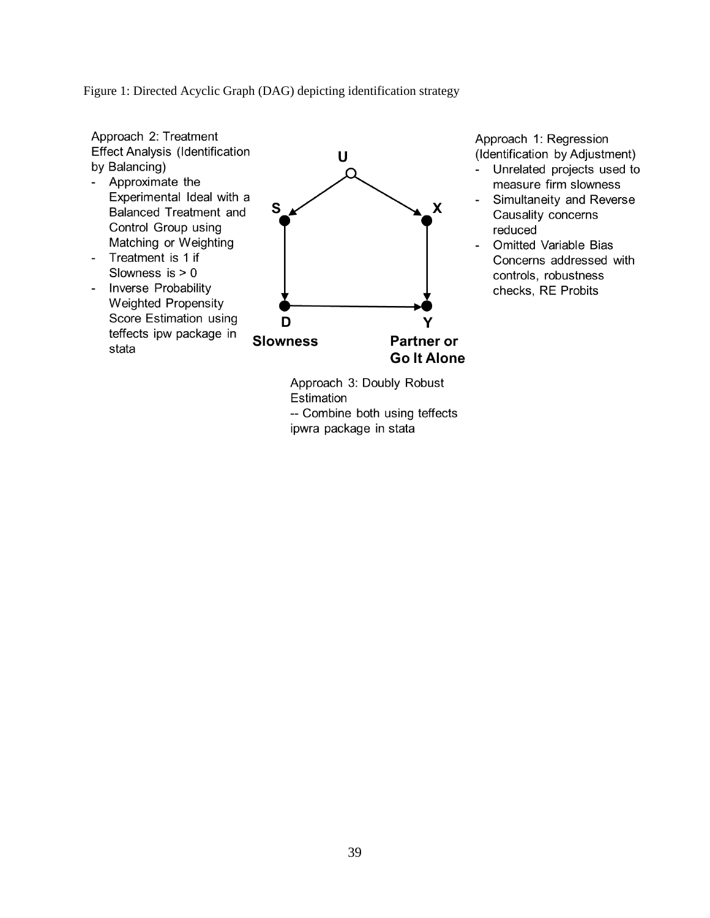Figure 1: Directed Acyclic Graph (DAG) depicting identification strategy

Approach 2: Treatment Effect Analysis (Identification by Balancing)

- Approximate the Experimental Ideal with a Balanced Treatment and Control Group using Matching or Weighting
- Treatment is 1 if Slowness is > 0
- Inverse Probability Weighted Propensity Score Estimation using teffects ipw package in stata

U

S

X

D

Y

**Slowness**

**Partner or Go It Alone**

Approach 1: Regression (Identification by Adjustment)

- Unrelated projects used to measure firm slowness
- Simultaneity and Reverse Causality concerns reduced
- Omitted Variable Bias Concerns addressed with controls, robustness checks, RE Probits

Approach 3: Doubly Robust Estimation

-- Combine both using teffects ipwra package in stata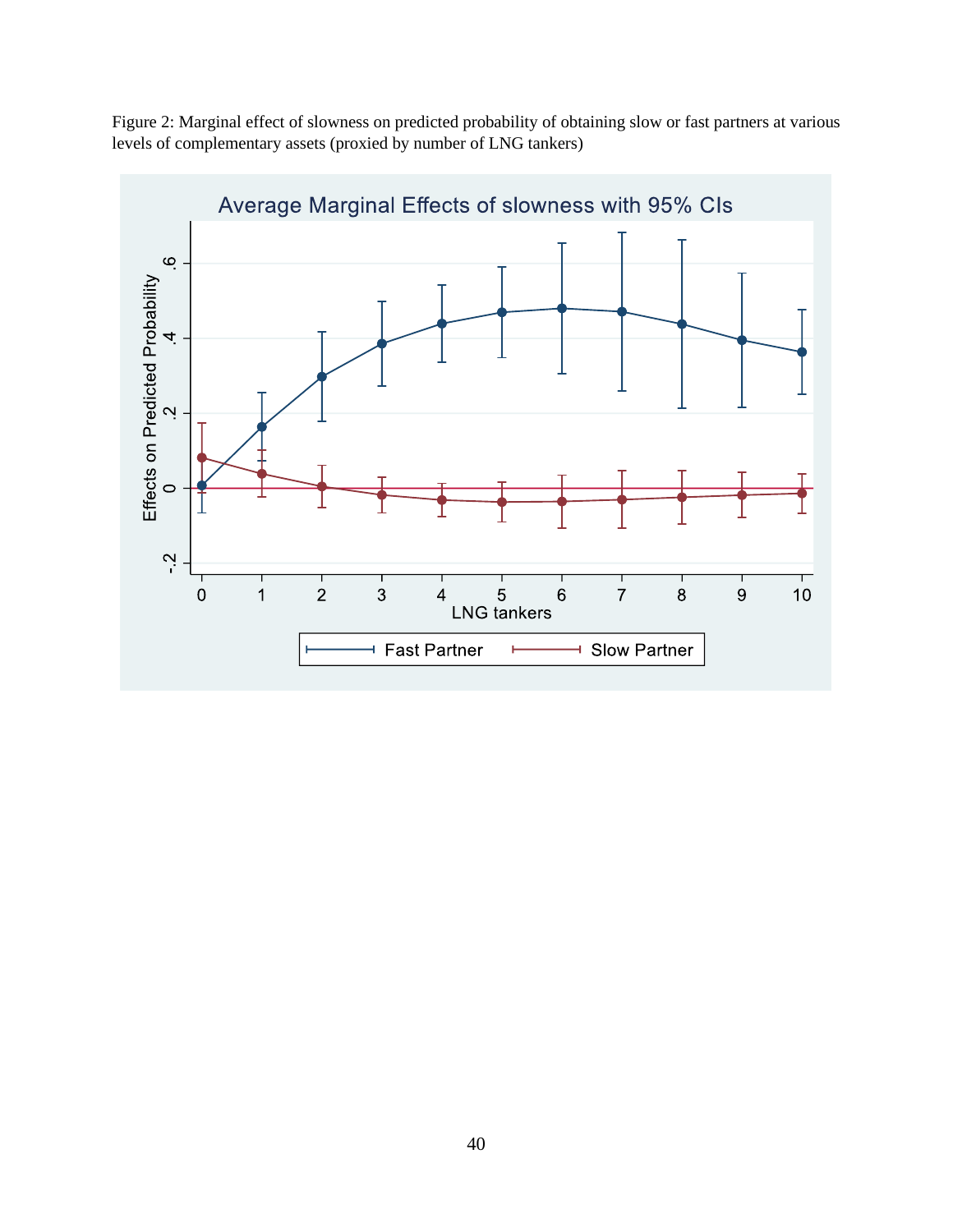Figure 2: Marginal effect of slowness on predicted probability of obtaining slow or fast partners at various levels of complementary assets (proxied by number of LNG tankers)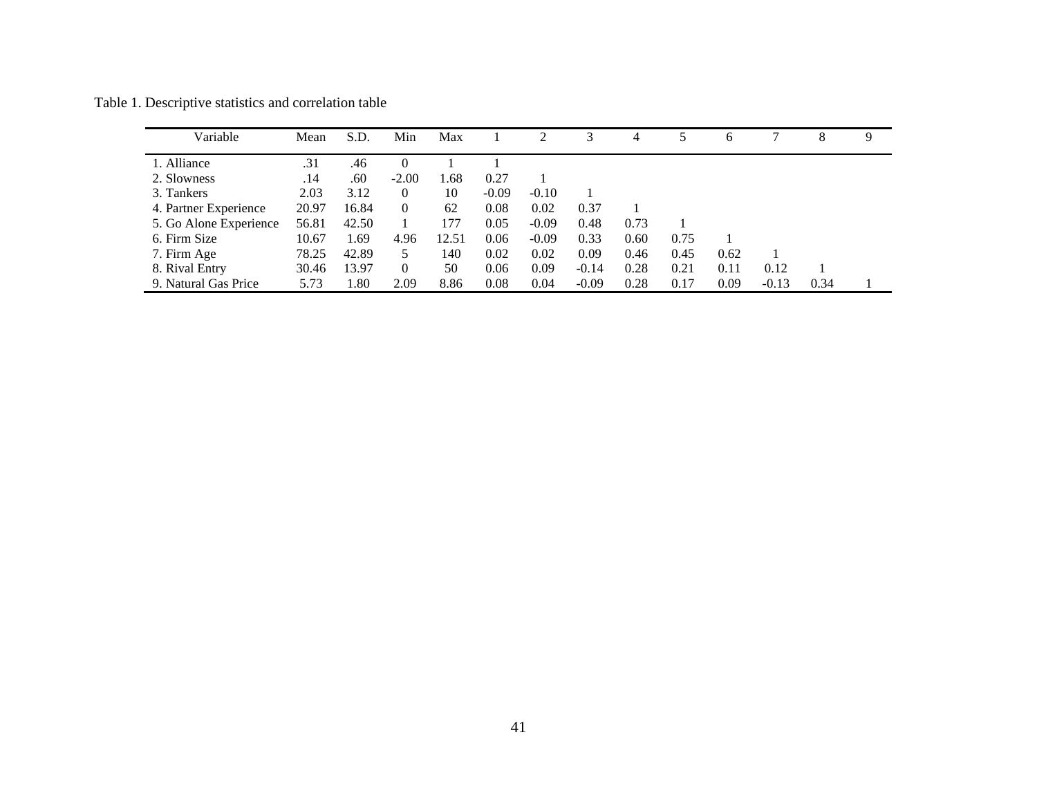Table 1. Descriptive statistics and correlation table

| Variable | Mean | S.D. | Min | Max | 1 | 2 | 3 | 4 | 5 | 6 | 7 | 8 | 9 |
|---|---|---|---|---|---|---|---|---|---|---|---|---|---|
| 1. Alliance | .31 | .46 | 0 | 1 | 1 | | | | | | | | |
| 2. Slowness | .14 | .60 | -2.00 | 1.68 | 0.27 | 1 | | | | | | | |
| 3. Tankers | 2.03 | 3.12 | 0 | 10 | -0.09 | -0.10 | 1 | | | | | | |
| 4. Partner Experience | 20.97 | 16.84 | 0 | 62 | 0.08 | 0.02 | 0.37 | 1 | | | | | |
| 5. Go Alone Experience | 56.81 | 42.50 | 1 | 177 | 0.05 | -0.09 | 0.48 | 0.73 | 1 | | | | |
| 6. Firm Size | 10.67 | 1.69 | 4.96 | 12.51 | 0.06 | -0.09 | 0.33 | 0.60 | 0.75 | 1 | | | |
| 7. Firm Age | 78.25 | 42.89 | 5 | 140 | 0.02 | 0.02 | 0.09 | 0.46 | 0.45 | 0.62 | 1 | | |
| 8. Rival Entry | 30.46 | 13.97 | 0 | 50 | 0.06 | 0.09 | -0.14 | 0.28 | 0.21 | 0.11 | 0.12 | 1 | |
| 9. Natural Gas Price | 5.73 | 1.80 | 2.09 | 8.86 | 0.08 | 0.04 | -0.09 | 0.28 | 0.17 | 0.09 | -0.13 | 0.34 | 1 |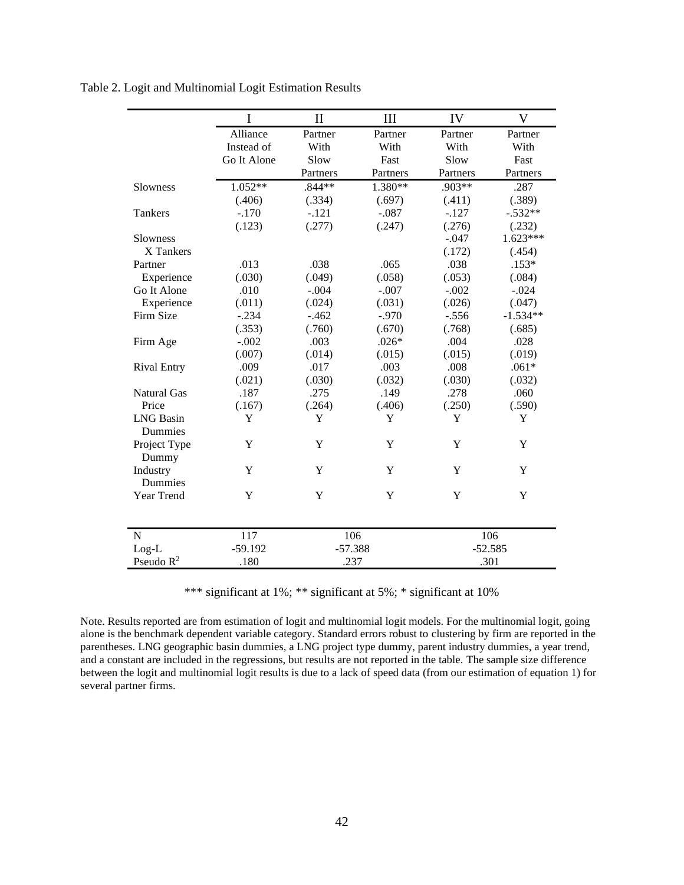Table 2. Logit and Multinomial Logit Estimation Results

| | I | II | III | IV | V |
|---|---|---|---|---|---|
| | Alliance Instead of Go It Alone | Partner With Slow Partners | Partner With Fast Partners | Partner With Slow Partners | Partner With Fast Partners |
| Slowness | 1.052** | .844** | 1.380** | .903** | .287 |
| | (.406) | (.334) | (.697) | (.411) | (.389) |
| Tankers | -.170 | -.121 | -.087 | -.127 | -.532** |
| | (.123) | (.277) | (.247) | (.276) | (.232) |
| Slowness X Tankers | | | | -.047 | 1.623*** |
| | | | | (.172) | (.454) |
| Partner Experience | .013 | .038 | .065 | .038 | .153* |
| | (.030) | (.049) | (.058) | (.053) | (.084) |
| Go It Alone Experience | .010 | -.004 | -.007 | -.002 | -.024 |
| | (.011) | (.024) | (.031) | (.026) | (.047) |
| Firm Size | -.234 | -.462 | -.970 | -.556 | -1.534** |
| | (.353) | (.760) | (.670) | (.768) | (.685) |
| Firm Age | -.002 | .003 | .026* | .004 | .028 |
| | (.007) | (.014) | (.015) | (.015) | (.019) |
| Rival Entry | .009 | .017 | .003 | .008 | .061* |
| | (.021) | (.030) | (.032) | (.030) | (.032) |
| Natural Gas Price | .187 | .275 | .149 | .278 | .060 |
| | (.167) | (.264) | (.406) | (.250) | (.590) |
| LNG Basin Dummies | Y | Y | Y | Y | Y |
| Project Type Dummy | Y | Y | Y | Y | Y |
| Industry Dummies | Y | Y | Y | Y | Y |
| Year Trend | Y | Y | Y | Y | Y |
| N | 117 | 106 | | 106 | |
| Log-L | -59.192 | -57.388 | | -52.585 | |
| Pseudo $R^2$ | .180 | .237 | | .301 | |

*** significant at 1%; ** significant at 5%; * significant at 10%

Note. Results reported are from estimation of logit and multinomial logit models. For the multinomial logit, going alone is the benchmark dependent variable category. Standard errors robust to clustering by firm are reported in the parentheses. LNG geographic basin dummies, a LNG project type dummy, parent industry dummies, a year trend, and a constant are included in the regressions, but results are not reported in the table. The sample size difference between the logit and multinomial logit results is due to a lack of speed data (from our estimation of equation 1) for several partner firms.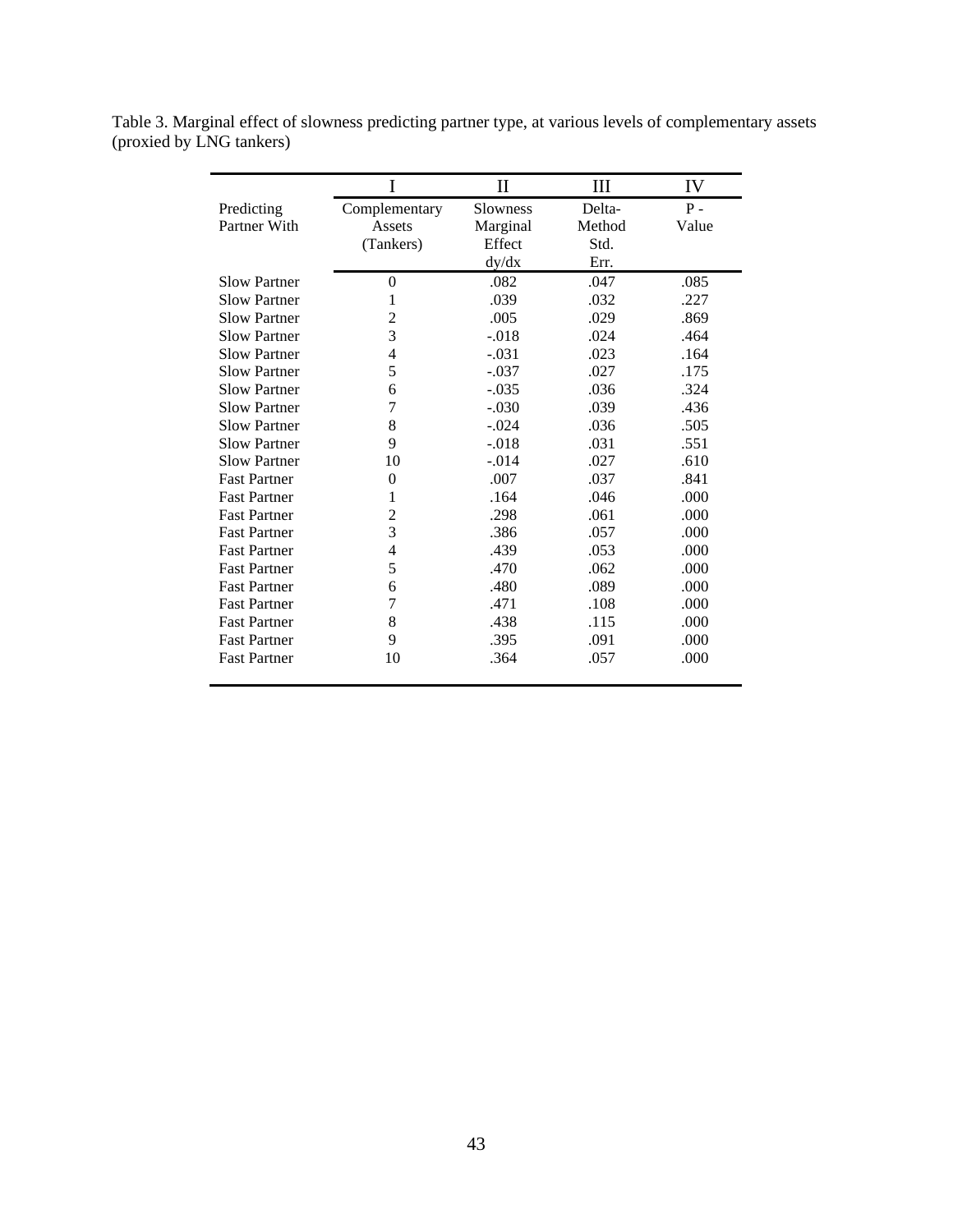Table 3. Marginal effect of slowness predicting partner type, at various levels of complementary assets (proxied by LNG tankers)

| | I | II | III | IV |
|---|---|---|---|---|
| Predicting Partner With | Complementary Assets (Tankers) | Slowness Marginal Effect dy/dx | Delta-Method Std. Err. | P - Value |
| Slow Partner | 0 | .082 | .047 | .085 |
| Slow Partner | 1 | .039 | .032 | .227 |
| Slow Partner | 2 | .005 | .029 | .869 |
| Slow Partner | 3 | -.018 | .024 | .464 |
| Slow Partner | 4 | -.031 | .023 | .164 |
| Slow Partner | 5 | -.037 | .027 | .175 |
| Slow Partner | 6 | -.035 | .036 | .324 |
| Slow Partner | 7 | -.030 | .039 | .436 |
| Slow Partner | 8 | -.024 | .036 | .505 |
| Slow Partner | 9 | -.018 | .031 | .551 |
| Slow Partner | 10 | -.014 | .027 | .610 |
| Fast Partner | 0 | .007 | .037 | .841 |
| Fast Partner | 1 | .164 | .046 | .000 |
| Fast Partner | 2 | .298 | .061 | .000 |
| Fast Partner | 3 | .386 | .057 | .000 |
| Fast Partner | 4 | .439 | .053 | .000 |
| Fast Partner | 5 | .470 | .062 | .000 |
| Fast Partner | 6 | .480 | .089 | .000 |
| Fast Partner | 7 | .471 | .108 | .000 |
| Fast Partner | 8 | .438 | .115 | .000 |
| Fast Partner | 9 | .395 | .091 | .000 |
| Fast Partner | 10 | .364 | .057 | .000 |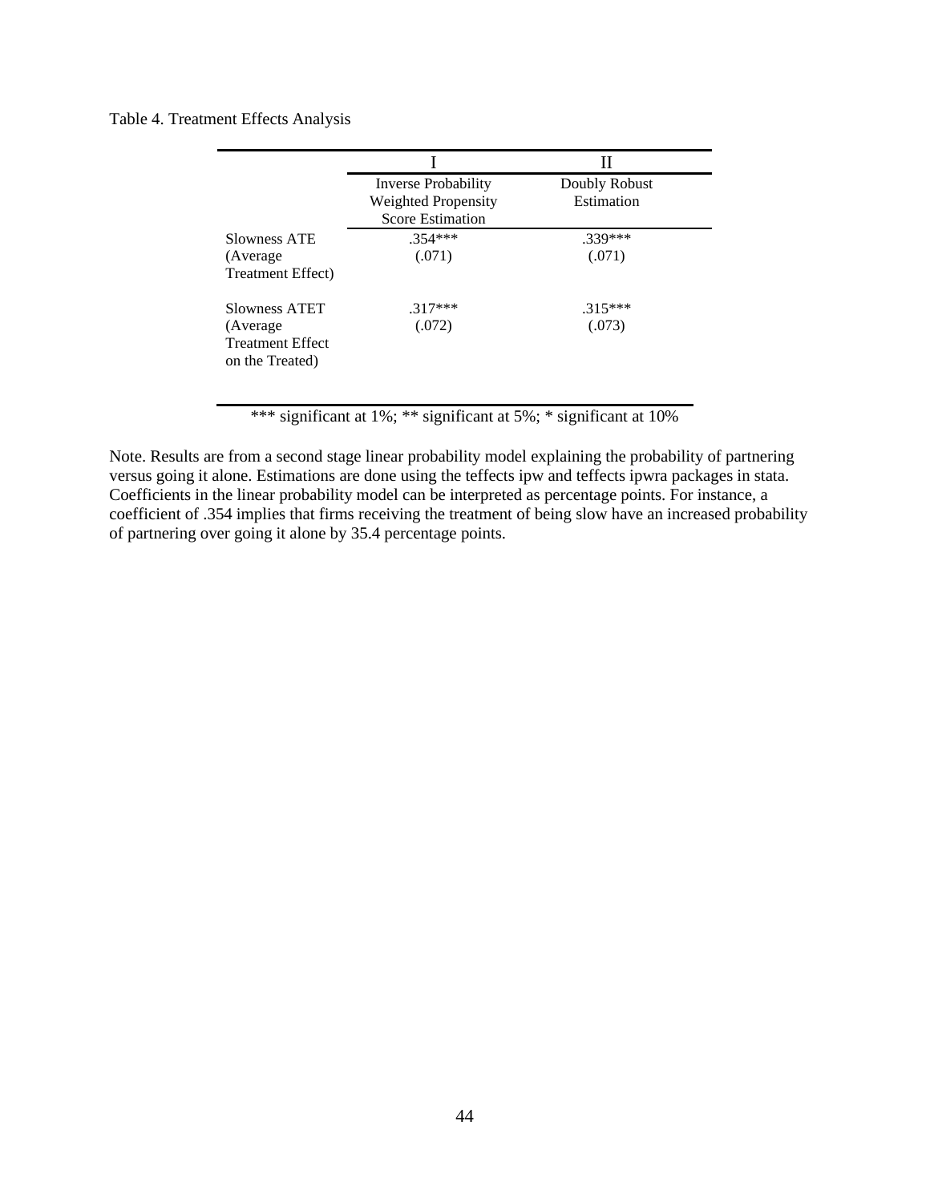Table 4. Treatment Effects Analysis

| | I | II |
|---|---|---|
| | Inverse Probability Weighted Propensity Score Estimation | Doubly Robust Estimation |
| Slowness ATE (Average Treatment Effect) | .354*** (.071) | .339*** (.071) |
| Slowness ATET (Average Treatment Effect on the Treated) | .317*** (.072) | .315*** (.073) |

*** significant at 1%; ** significant at 5%; * significant at 10%

Note. Results are from a second stage linear probability model explaining the probability of partnering versus going it alone. Estimations are done using the teffects ipw and teffects ipwra packages in stata. Coefficients in the linear probability model can be interpreted as percentage points. For instance, a coefficient of .354 implies that firms receiving the treatment of being slow have an increased probability of partnering over going it alone by 35.4 percentage points.